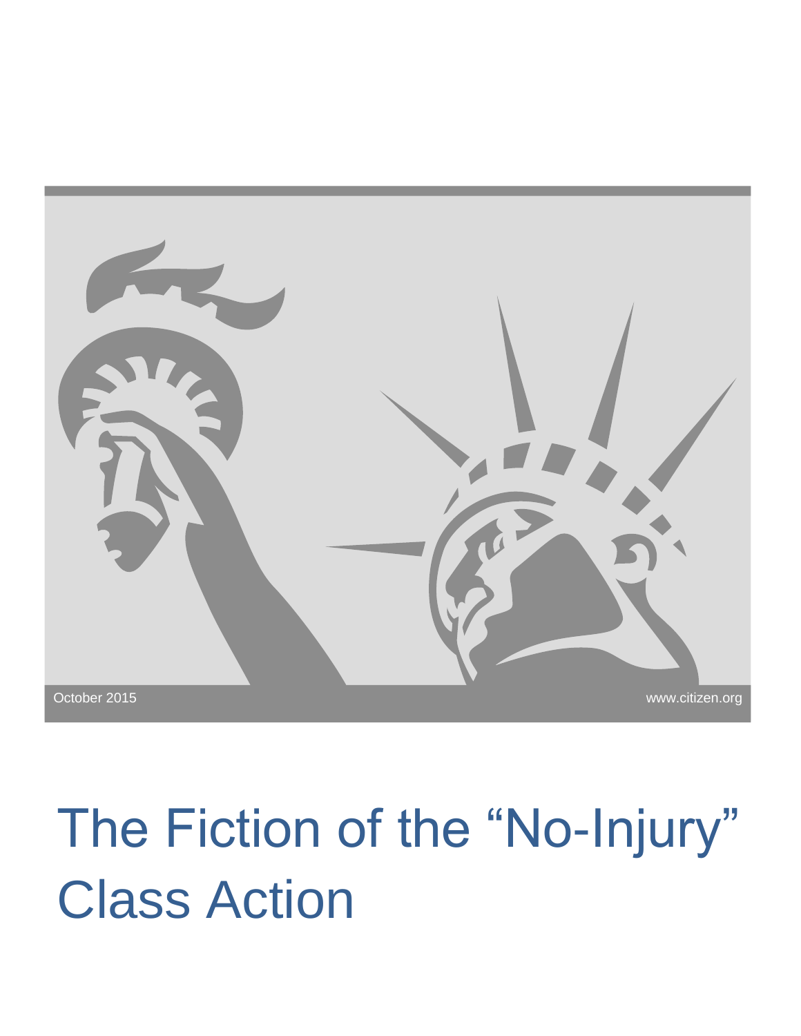October 2015

www.citizen.org

# The Fiction of the "No-Injury" Class Action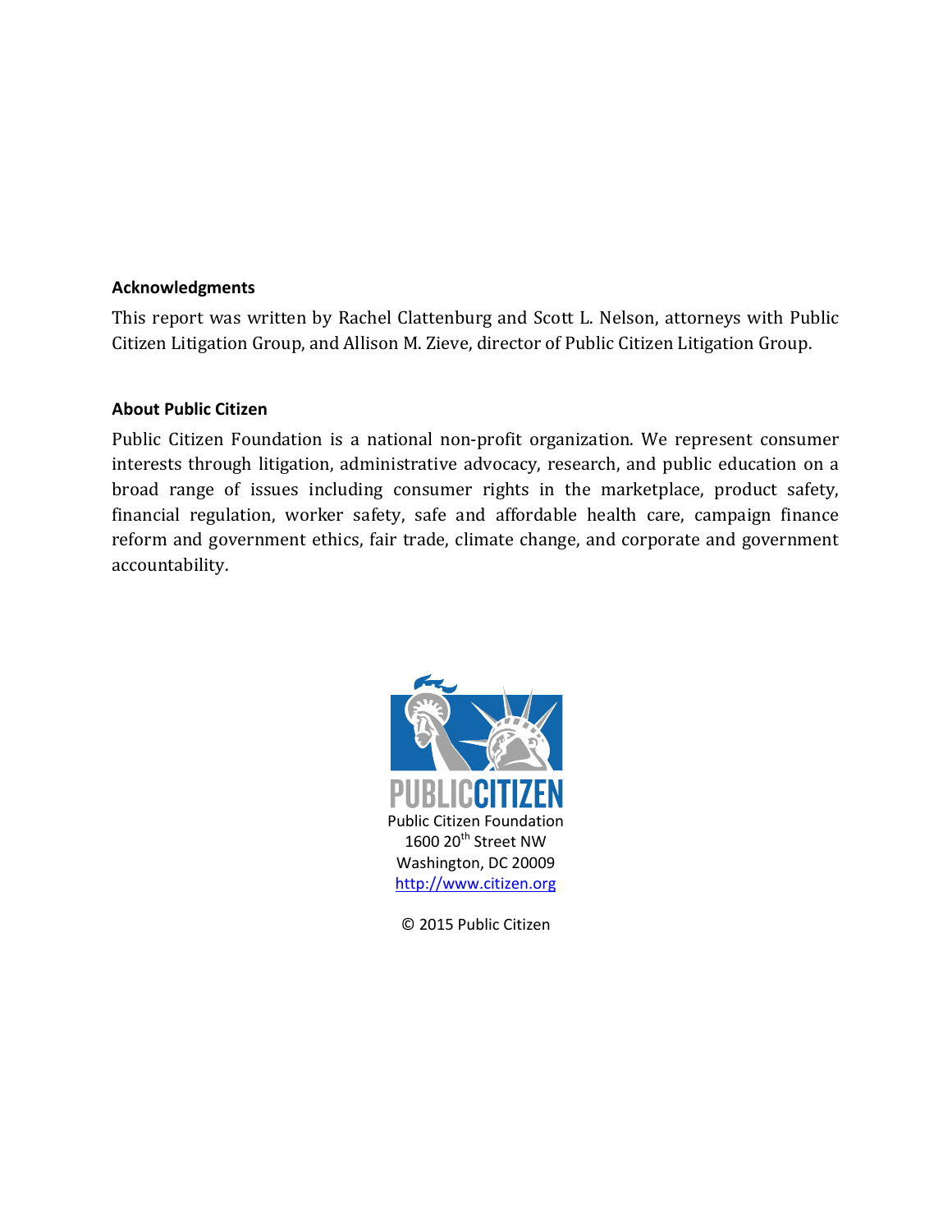**Acknowledgments**

This report was written by Rachel Clattenburg and Scott L. Nelson, attorneys with Public Citizen Litigation Group, and Allison M. Zieve, director of Public Citizen Litigation Group.

**About Public Citizen**

Public Citizen Foundation is a national non-profit organization. We represent consumer interests through litigation, administrative advocacy, research, and public education on a broad range of issues including consumer rights in the marketplace, product safety, financial regulation, worker safety, safe and affordable health care, campaign finance reform and government ethics, fair trade, climate change, and corporate and government accountability.

PUBLICCITIZEN

Public Citizen Foundation
1600 20th Street NW
Washington, DC 20009
http://www.citizen.org

© 2015 Public Citizen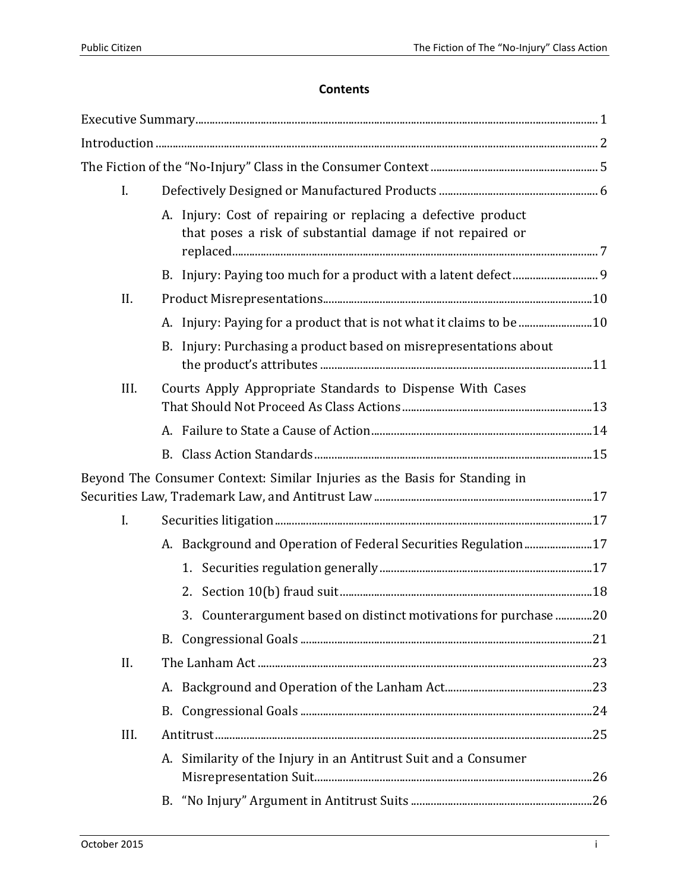## Contents

Executive Summary ... 1

Introduction ... 2

The Fiction of the "No-Injury" Class in the Consumer Context ... 5

- I. Defectively Designed or Manufactured Products ... 6
  - A. Injury: Cost of repairing or replacing a defective product that poses a risk of substantial damage if not repaired or replaced ... 7
  - B. Injury: Paying too much for a product with a latent defect ... 9
- II. Product Misrepresentations ... 10
  - A. Injury: Paying for a product that is not what it claims to be ... 10
  - B. Injury: Purchasing a product based on misrepresentations about the product's attributes ... 11
- III. Courts Apply Appropriate Standards to Dispense With Cases That Should Not Proceed As Class Actions ... 13
  - A. Failure to State a Cause of Action ... 14
  - B. Class Action Standards ... 15

Beyond The Consumer Context: Similar Injuries as the Basis for Standing in Securities Law, Trademark Law, and Antitrust Law ... 17

- I. Securities litigation ... 17
  - A. Background and Operation of Federal Securities Regulation ... 17
    1. Securities regulation generally ... 17
    2. Section 10(b) fraud suit ... 18
    3. Counterargument based on distinct motivations for purchase ... 20
  - B. Congressional Goals ... 21
- II. The Lanham Act ... 23
  - A. Background and Operation of the Lanham Act ... 23
  - B. Congressional Goals ... 24
- III. Antitrust ... 25
  - A. Similarity of the Injury in an Antitrust Suit and a Consumer Misrepresentation Suit ... 26
  - B. "No Injury" Argument in Antitrust Suits ... 26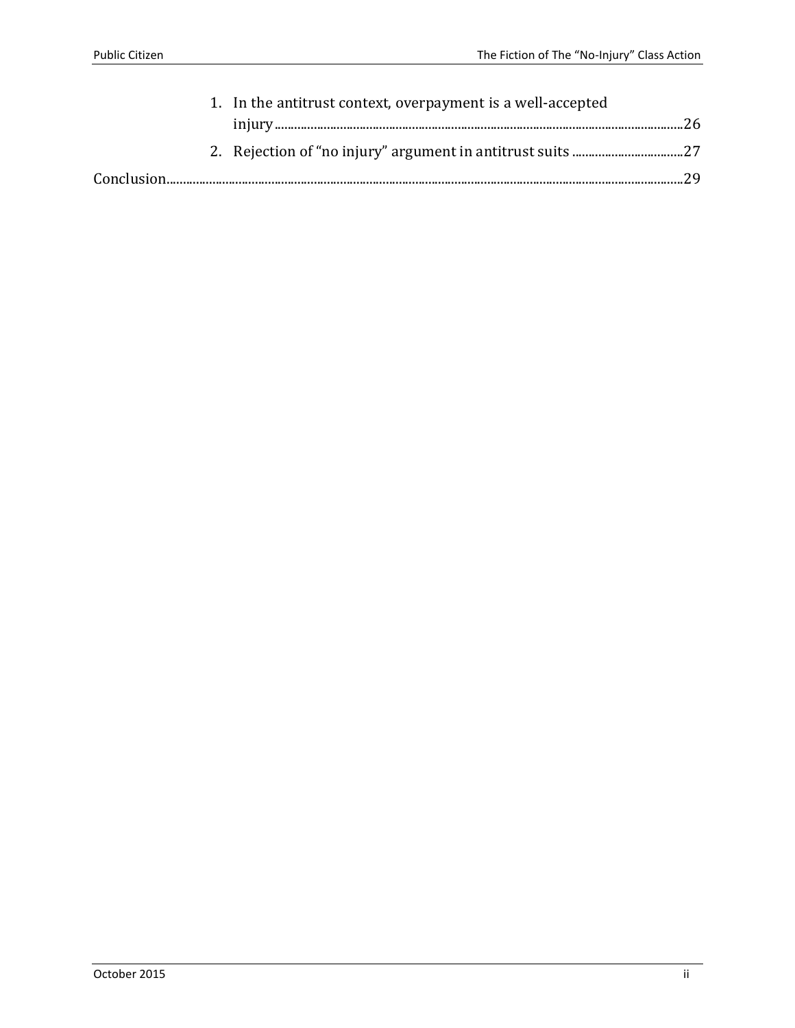1. In the antitrust context, overpayment is a well-accepted injury ........ 26
2. Rejection of "no injury" argument in antitrust suits ........ 27

Conclusion ........ 29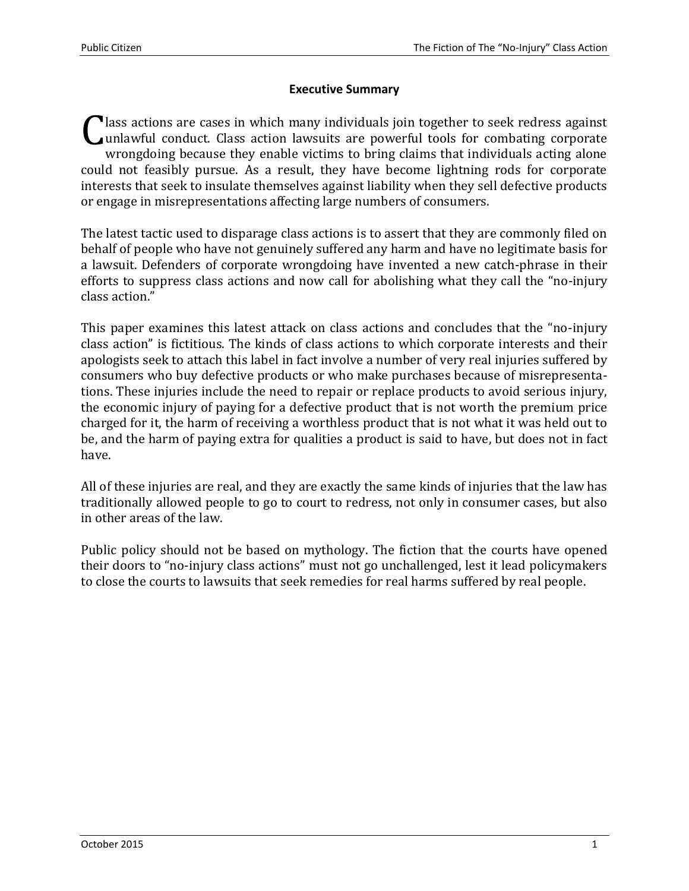## Executive Summary

Class actions are cases in which many individuals join together to seek redress against unlawful conduct. Class action lawsuits are powerful tools for combating corporate wrongdoing because they enable victims to bring claims that individuals acting alone could not feasibly pursue. As a result, they have become lightning rods for corporate interests that seek to insulate themselves against liability when they sell defective products or engage in misrepresentations affecting large numbers of consumers.

The latest tactic used to disparage class actions is to assert that they are commonly filed on behalf of people who have not genuinely suffered any harm and have no legitimate basis for a lawsuit. Defenders of corporate wrongdoing have invented a new catch-phrase in their efforts to suppress class actions and now call for abolishing what they call the "no-injury class action."

This paper examines this latest attack on class actions and concludes that the "no-injury class action" is fictitious. The kinds of class actions to which corporate interests and their apologists seek to attach this label in fact involve a number of very real injuries suffered by consumers who buy defective products or who make purchases because of misrepresentations. These injuries include the need to repair or replace products to avoid serious injury, the economic injury of paying for a defective product that is not worth the premium price charged for it, the harm of receiving a worthless product that is not what it was held out to be, and the harm of paying extra for qualities a product is said to have, but does not in fact have.

All of these injuries are real, and they are exactly the same kinds of injuries that the law has traditionally allowed people to go to court to redress, not only in consumer cases, but also in other areas of the law.

Public policy should not be based on mythology. The fiction that the courts have opened their doors to "no-injury class actions" must not go unchallenged, lest it lead policymakers to close the courts to lawsuits that seek remedies for real harms suffered by real people.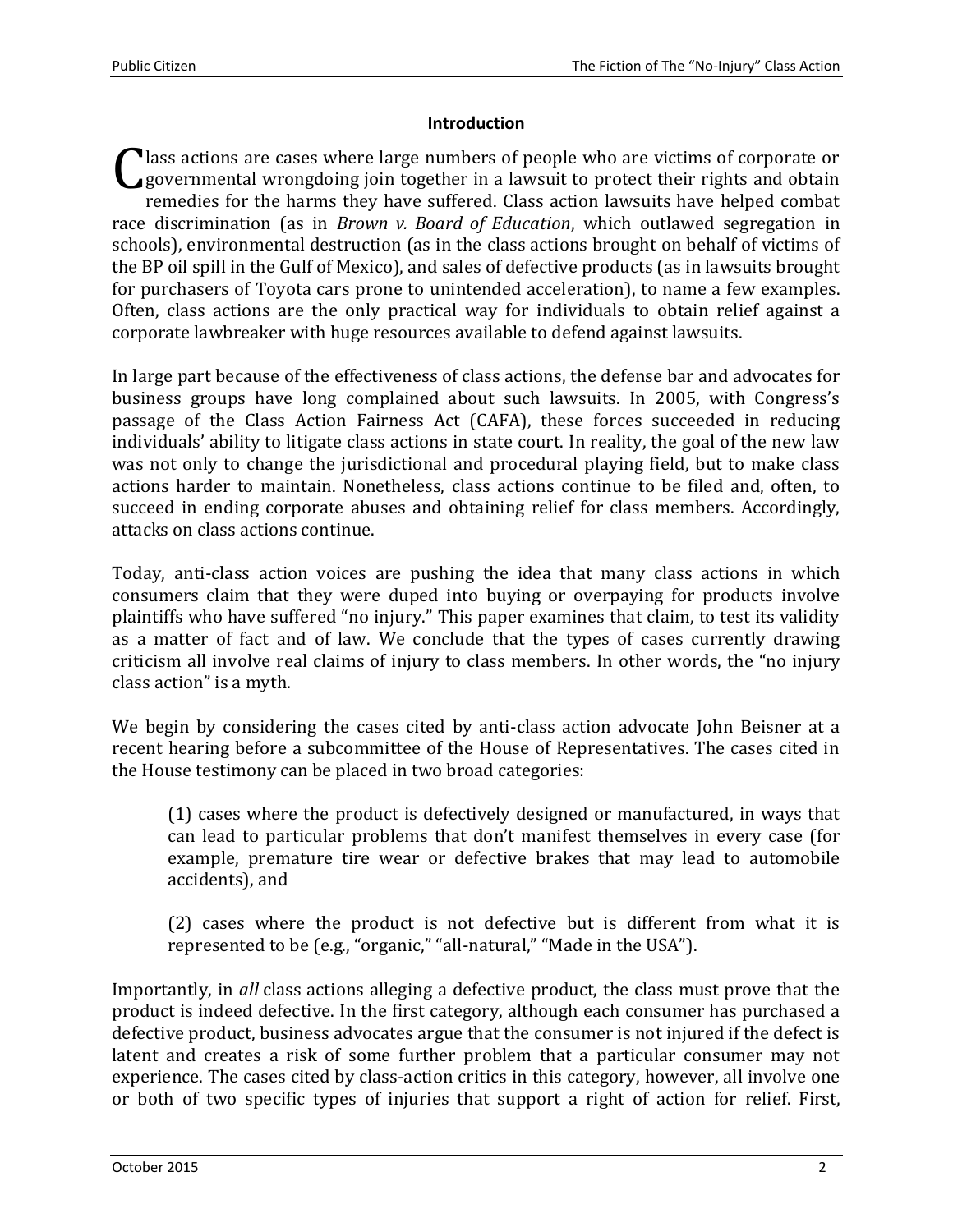## Introduction

Class actions are cases where large numbers of people who are victims of corporate or governmental wrongdoing join together in a lawsuit to protect their rights and obtain remedies for the harms they have suffered. Class action lawsuits have helped combat race discrimination (as in *Brown v. Board of Education*, which outlawed segregation in schools), environmental destruction (as in the class actions brought on behalf of victims of the BP oil spill in the Gulf of Mexico), and sales of defective products (as in lawsuits brought for purchasers of Toyota cars prone to unintended acceleration), to name a few examples. Often, class actions are the only practical way for individuals to obtain relief against a corporate lawbreaker with huge resources available to defend against lawsuits.

In large part because of the effectiveness of class actions, the defense bar and advocates for business groups have long complained about such lawsuits. In 2005, with Congress's passage of the Class Action Fairness Act (CAFA), these forces succeeded in reducing individuals' ability to litigate class actions in state court. In reality, the goal of the new law was not only to change the jurisdictional and procedural playing field, but to make class actions harder to maintain. Nonetheless, class actions continue to be filed and, often, to succeed in ending corporate abuses and obtaining relief for class members. Accordingly, attacks on class actions continue.

Today, anti-class action voices are pushing the idea that many class actions in which consumers claim that they were duped into buying or overpaying for products involve plaintiffs who have suffered "no injury." This paper examines that claim, to test its validity as a matter of fact and of law. We conclude that the types of cases currently drawing criticism all involve real claims of injury to class members. In other words, the "no injury class action" is a myth.

We begin by considering the cases cited by anti-class action advocate John Beisner at a recent hearing before a subcommittee of the House of Representatives. The cases cited in the House testimony can be placed in two broad categories:

> (1) cases where the product is defectively designed or manufactured, in ways that can lead to particular problems that don't manifest themselves in every case (for example, premature tire wear or defective brakes that may lead to automobile accidents), and
>
> (2) cases where the product is not defective but is different from what it is represented to be (e.g., "organic," "all-natural," "Made in the USA").

Importantly, in *all* class actions alleging a defective product, the class must prove that the product is indeed defective. In the first category, although each consumer has purchased a defective product, business advocates argue that the consumer is not injured if the defect is latent and creates a risk of some further problem that a particular consumer may not experience. The cases cited by class-action critics in this category, however, all involve one or both of two specific types of injuries that support a right of action for relief. First,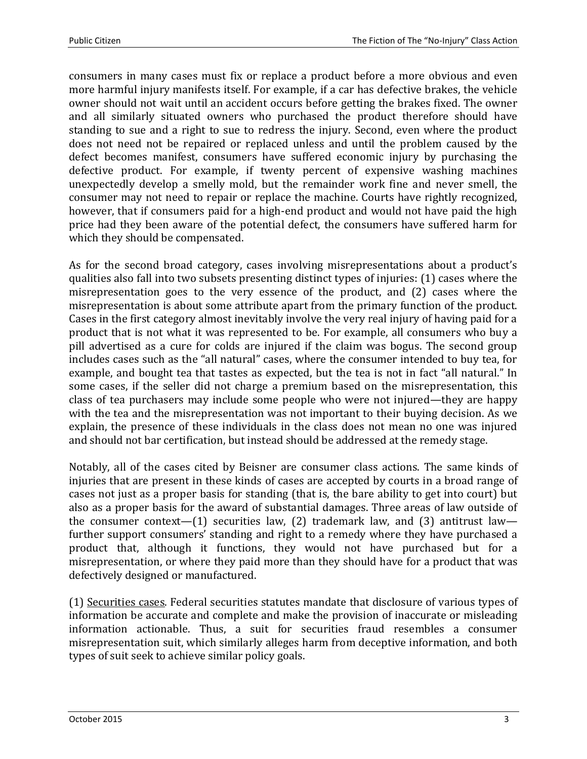consumers in many cases must fix or replace a product before a more obvious and even more harmful injury manifests itself. For example, if a car has defective brakes, the vehicle owner should not wait until an accident occurs before getting the brakes fixed. The owner and all similarly situated owners who purchased the product therefore should have standing to sue and a right to sue to redress the injury. Second, even where the product does not need not be repaired or replaced unless and until the problem caused by the defect becomes manifest, consumers have suffered economic injury by purchasing the defective product. For example, if twenty percent of expensive washing machines unexpectedly develop a smelly mold, but the remainder work fine and never smell, the consumer may not need to repair or replace the machine. Courts have rightly recognized, however, that if consumers paid for a high-end product and would not have paid the high price had they been aware of the potential defect, the consumers have suffered harm for which they should be compensated.

As for the second broad category, cases involving misrepresentations about a product's qualities also fall into two subsets presenting distinct types of injuries: (1) cases where the misrepresentation goes to the very essence of the product, and (2) cases where the misrepresentation is about some attribute apart from the primary function of the product. Cases in the first category almost inevitably involve the very real injury of having paid for a product that is not what it was represented to be. For example, all consumers who buy a pill advertised as a cure for colds are injured if the claim was bogus. The second group includes cases such as the "all natural" cases, where the consumer intended to buy tea, for example, and bought tea that tastes as expected, but the tea is not in fact "all natural." In some cases, if the seller did not charge a premium based on the misrepresentation, this class of tea purchasers may include some people who were not injured—they are happy with the tea and the misrepresentation was not important to their buying decision. As we explain, the presence of these individuals in the class does not mean no one was injured and should not bar certification, but instead should be addressed at the remedy stage.

Notably, all of the cases cited by Beisner are consumer class actions. The same kinds of injuries that are present in these kinds of cases are accepted by courts in a broad range of cases not just as a proper basis for standing (that is, the bare ability to get into court) but also as a proper basis for the award of substantial damages. Three areas of law outside of the consumer context—(1) securities law, (2) trademark law, and (3) antitrust law—further support consumers' standing and right to a remedy where they have purchased a product that, although it functions, they would not have purchased but for a misrepresentation, or where they paid more than they should have for a product that was defectively designed or manufactured.

(1) Securities cases. Federal securities statutes mandate that disclosure of various types of information be accurate and complete and make the provision of inaccurate or misleading information actionable. Thus, a suit for securities fraud resembles a consumer misrepresentation suit, which similarly alleges harm from deceptive information, and both types of suit seek to achieve similar policy goals.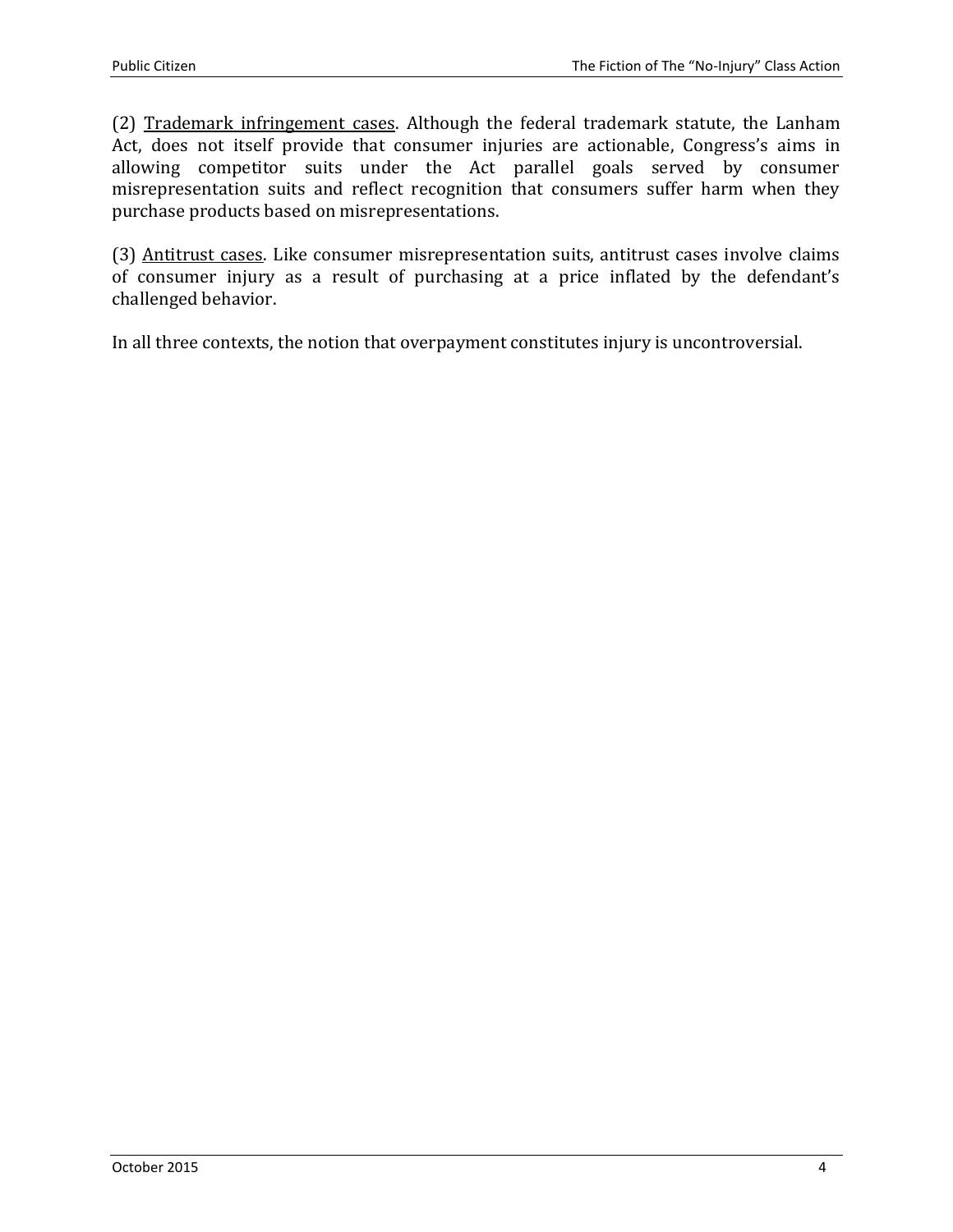(2) <u>Trademark infringement cases</u>. Although the federal trademark statute, the Lanham Act, does not itself provide that consumer injuries are actionable, Congress's aims in allowing competitor suits under the Act parallel goals served by consumer misrepresentation suits and reflect recognition that consumers suffer harm when they purchase products based on misrepresentations.

(3) <u>Antitrust cases</u>. Like consumer misrepresentation suits, antitrust cases involve claims of consumer injury as a result of purchasing at a price inflated by the defendant's challenged behavior.

In all three contexts, the notion that overpayment constitutes injury is uncontroversial.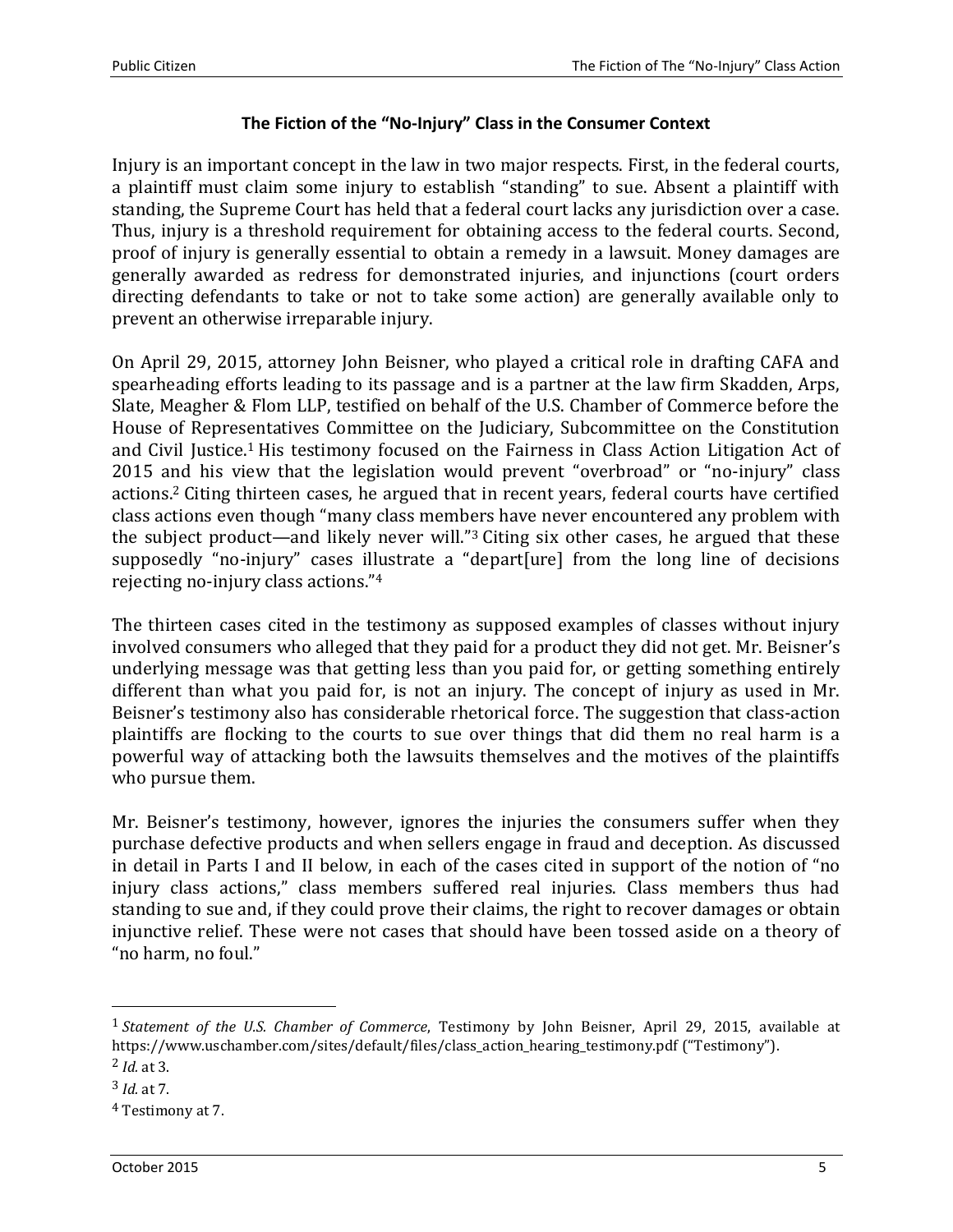### The Fiction of the "No-Injury" Class in the Consumer Context

Injury is an important concept in the law in two major respects. First, in the federal courts, a plaintiff must claim some injury to establish "standing" to sue. Absent a plaintiff with standing, the Supreme Court has held that a federal court lacks any jurisdiction over a case. Thus, injury is a threshold requirement for obtaining access to the federal courts. Second, proof of injury is generally essential to obtain a remedy in a lawsuit. Money damages are generally awarded as redress for demonstrated injuries, and injunctions (court orders directing defendants to take or not to take some action) are generally available only to prevent an otherwise irreparable injury.

On April 29, 2015, attorney John Beisner, who played a critical role in drafting CAFA and spearheading efforts leading to its passage and is a partner at the law firm Skadden, Arps, Slate, Meagher & Flom LLP, testified on behalf of the U.S. Chamber of Commerce before the House of Representatives Committee on the Judiciary, Subcommittee on the Constitution and Civil Justice.[1] His testimony focused on the Fairness in Class Action Litigation Act of 2015 and his view that the legislation would prevent "overbroad" or "no-injury" class actions.[2] Citing thirteen cases, he argued that in recent years, federal courts have certified class actions even though "many class members have never encountered any problem with the subject product—and likely never will."[3] Citing six other cases, he argued that these supposedly "no-injury" cases illustrate a "depart[ure] from the long line of decisions rejecting no-injury class actions."[4]

The thirteen cases cited in the testimony as supposed examples of classes without injury involved consumers who alleged that they paid for a product they did not get. Mr. Beisner's underlying message was that getting less than you paid for, or getting something entirely different than what you paid for, is not an injury. The concept of injury as used in Mr. Beisner's testimony also has considerable rhetorical force. The suggestion that class-action plaintiffs are flocking to the courts to sue over things that did them no real harm is a powerful way of attacking both the lawsuits themselves and the motives of the plaintiffs who pursue them.

Mr. Beisner's testimony, however, ignores the injuries the consumers suffer when they purchase defective products and when sellers engage in fraud and deception. As discussed in detail in Parts I and II below, in each of the cases cited in support of the notion of "no injury class actions," class members suffered real injuries. Class members thus had standing to sue and, if they could prove their claims, the right to recover damages or obtain injunctive relief. These were not cases that should have been tossed aside on a theory of "no harm, no foul."

---

[1] *Statement of the U.S. Chamber of Commerce*, Testimony by John Beisner, April 29, 2015, available at https://www.uschamber.com/sites/default/files/class_action_hearing_testimony.pdf ("Testimony").

[2] *Id.* at 3.

[3] *Id.* at 7.

[4] Testimony at 7.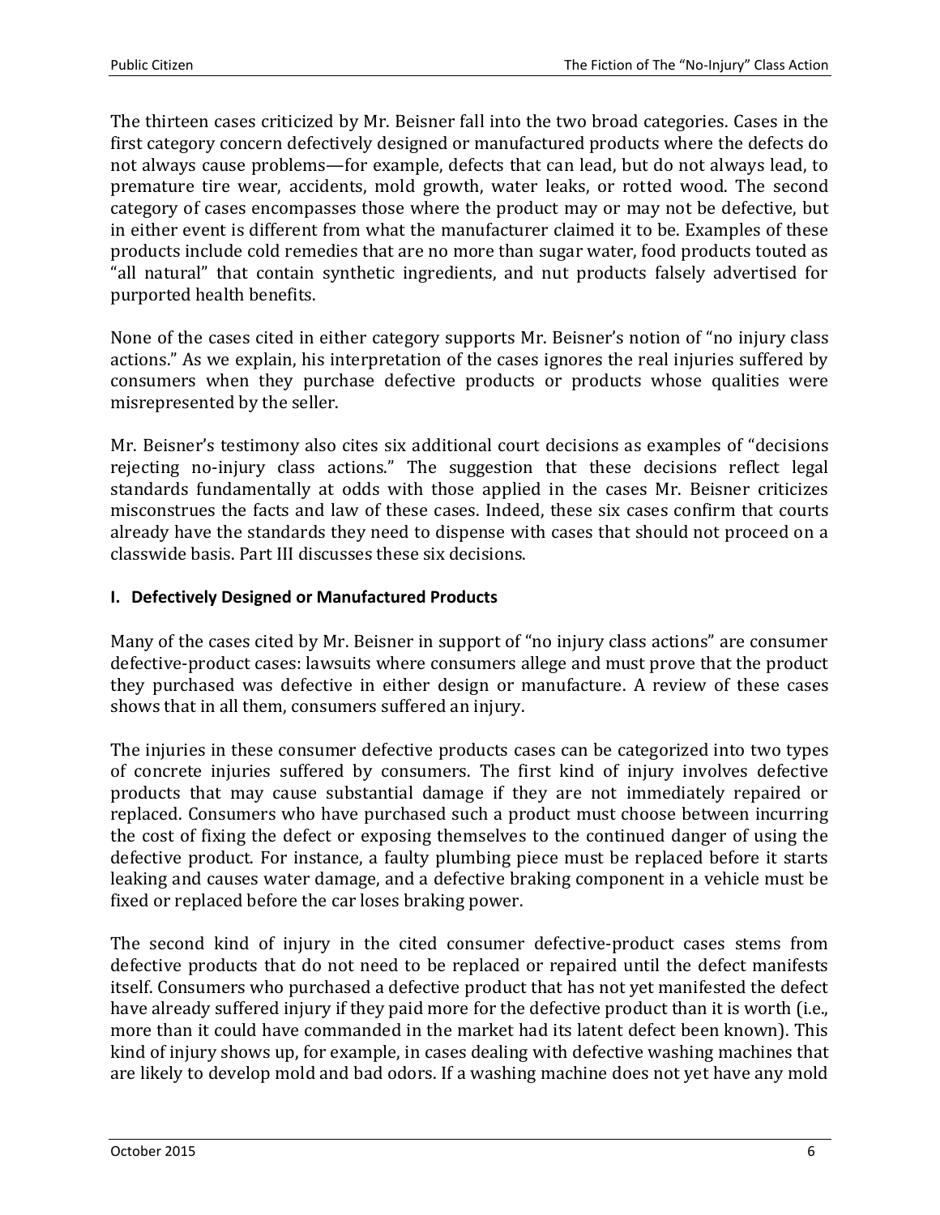The thirteen cases criticized by Mr. Beisner fall into the two broad categories. Cases in the first category concern defectively designed or manufactured products where the defects do not always cause problems—for example, defects that can lead, but do not always lead, to premature tire wear, accidents, mold growth, water leaks, or rotted wood. The second category of cases encompasses those where the product may or may not be defective, but in either event is different from what the manufacturer claimed it to be. Examples of these products include cold remedies that are no more than sugar water, food products touted as "all natural" that contain synthetic ingredients, and nut products falsely advertised for purported health benefits.

None of the cases cited in either category supports Mr. Beisner's notion of "no injury class actions." As we explain, his interpretation of the cases ignores the real injuries suffered by consumers when they purchase defective products or products whose qualities were misrepresented by the seller.

Mr. Beisner's testimony also cites six additional court decisions as examples of "decisions rejecting no-injury class actions." The suggestion that these decisions reflect legal standards fundamentally at odds with those applied in the cases Mr. Beisner criticizes misconstrues the facts and law of these cases. Indeed, these six cases confirm that courts already have the standards they need to dispense with cases that should not proceed on a classwide basis. Part III discusses these six decisions.

## I. Defectively Designed or Manufactured Products

Many of the cases cited by Mr. Beisner in support of "no injury class actions" are consumer defective-product cases: lawsuits where consumers allege and must prove that the product they purchased was defective in either design or manufacture. A review of these cases shows that in all them, consumers suffered an injury.

The injuries in these consumer defective products cases can be categorized into two types of concrete injuries suffered by consumers. The first kind of injury involves defective products that may cause substantial damage if they are not immediately repaired or replaced. Consumers who have purchased such a product must choose between incurring the cost of fixing the defect or exposing themselves to the continued danger of using the defective product. For instance, a faulty plumbing piece must be replaced before it starts leaking and causes water damage, and a defective braking component in a vehicle must be fixed or replaced before the car loses braking power.

The second kind of injury in the cited consumer defective-product cases stems from defective products that do not need to be replaced or repaired until the defect manifests itself. Consumers who purchased a defective product that has not yet manifested the defect have already suffered injury if they paid more for the defective product than it is worth (i.e., more than it could have commanded in the market had its latent defect been known). This kind of injury shows up, for example, in cases dealing with defective washing machines that are likely to develop mold and bad odors. If a washing machine does not yet have any mold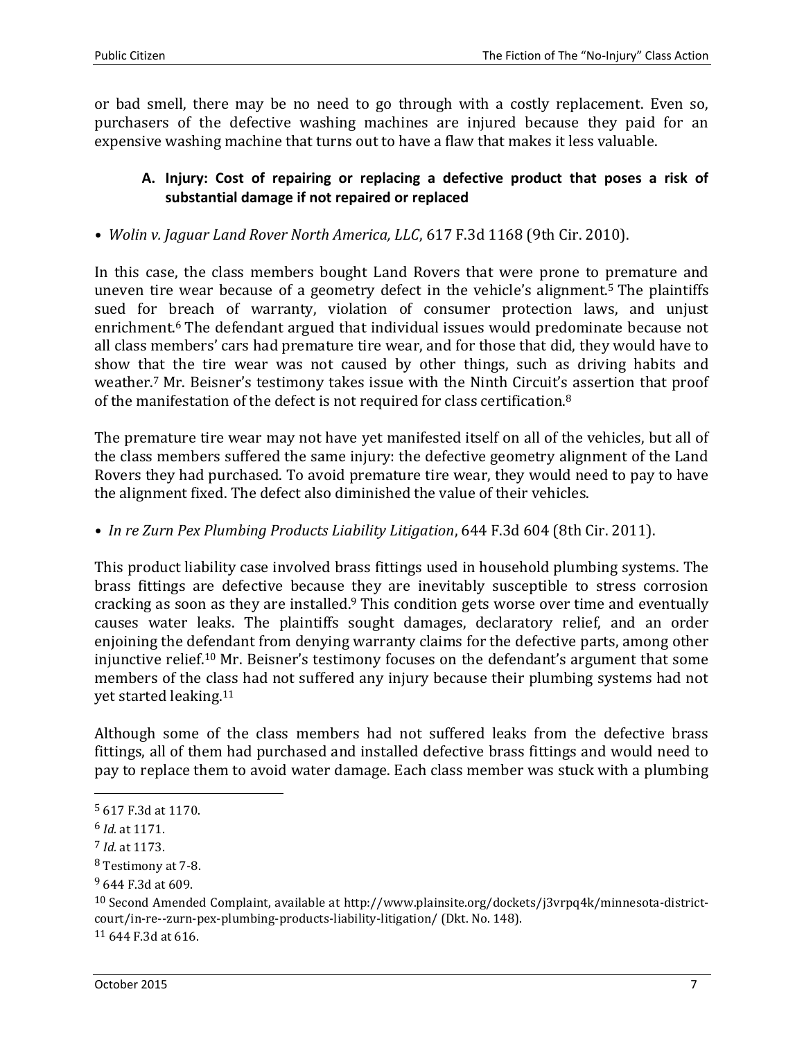or bad smell, there may be no need to go through with a costly replacement. Even so, purchasers of the defective washing machines are injured because they paid for an expensive washing machine that turns out to have a flaw that makes it less valuable.

### A. Injury: Cost of repairing or replacing a defective product that poses a risk of substantial damage if not repaired or replaced

- *Wolin v. Jaguar Land Rover North America, LLC*, 617 F.3d 1168 (9th Cir. 2010).

In this case, the class members bought Land Rovers that were prone to premature and uneven tire wear because of a geometry defect in the vehicle's alignment.[5] The plaintiffs sued for breach of warranty, violation of consumer protection laws, and unjust enrichment.[6] The defendant argued that individual issues would predominate because not all class members' cars had premature tire wear, and for those that did, they would have to show that the tire wear was not caused by other things, such as driving habits and weather.[7] Mr. Beisner's testimony takes issue with the Ninth Circuit's assertion that proof of the manifestation of the defect is not required for class certification.[8]

The premature tire wear may not have yet manifested itself on all of the vehicles, but all of the class members suffered the same injury: the defective geometry alignment of the Land Rovers they had purchased. To avoid premature tire wear, they would need to pay to have the alignment fixed. The defect also diminished the value of their vehicles.

- *In re Zurn Pex Plumbing Products Liability Litigation*, 644 F.3d 604 (8th Cir. 2011).

This product liability case involved brass fittings used in household plumbing systems. The brass fittings are defective because they are inevitably susceptible to stress corrosion cracking as soon as they are installed.[9] This condition gets worse over time and eventually causes water leaks. The plaintiffs sought damages, declaratory relief, and an order enjoining the defendant from denying warranty claims for the defective parts, among other injunctive relief.[10] Mr. Beisner's testimony focuses on the defendant's argument that some members of the class had not suffered any injury because their plumbing systems had not yet started leaking.[11]

Although some of the class members had not suffered leaks from the defective brass fittings, all of them had purchased and installed defective brass fittings and would need to pay to replace them to avoid water damage. Each class member was stuck with a plumbing

---

[5] 617 F.3d at 1170.

[6] *Id.* at 1171.

[7] *Id.* at 1173.

[8] Testimony at 7-8.

[9] 644 F.3d at 609.

[10] Second Amended Complaint, available at http://www.plainsite.org/dockets/j3vrpq4k/minnesota-district-court/in-re--zurn-pex-plumbing-products-liability-litigation/ (Dkt. No. 148).

[11] 644 F.3d at 616.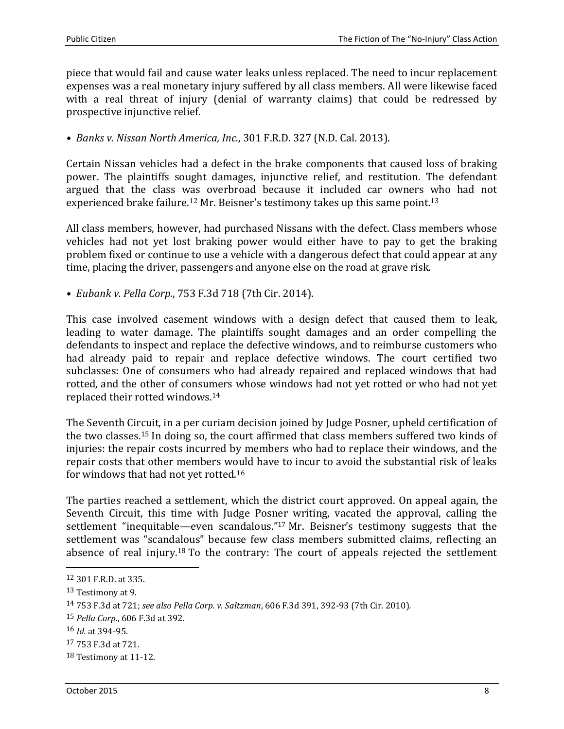piece that would fail and cause water leaks unless replaced. The need to incur replacement expenses was a real monetary injury suffered by all class members. All were likewise faced with a real threat of injury (denial of warranty claims) that could be redressed by prospective injunctive relief.

- *Banks v. Nissan North America, Inc.*, 301 F.R.D. 327 (N.D. Cal. 2013).

Certain Nissan vehicles had a defect in the brake components that caused loss of braking power. The plaintiffs sought damages, injunctive relief, and restitution. The defendant argued that the class was overbroad because it included car owners who had not experienced brake failure.[12] Mr. Beisner's testimony takes up this same point.[13]

All class members, however, had purchased Nissans with the defect. Class members whose vehicles had not yet lost braking power would either have to pay to get the braking problem fixed or continue to use a vehicle with a dangerous defect that could appear at any time, placing the driver, passengers and anyone else on the road at grave risk.

- *Eubank v. Pella Corp.*, 753 F.3d 718 (7th Cir. 2014).

This case involved casement windows with a design defect that caused them to leak, leading to water damage. The plaintiffs sought damages and an order compelling the defendants to inspect and replace the defective windows, and to reimburse customers who had already paid to repair and replace defective windows. The court certified two subclasses: One of consumers who had already repaired and replaced windows that had rotted, and the other of consumers whose windows had not yet rotted or who had not yet replaced their rotted windows.[14]

The Seventh Circuit, in a per curiam decision joined by Judge Posner, upheld certification of the two classes.[15] In doing so, the court affirmed that class members suffered two kinds of injuries: the repair costs incurred by members who had to replace their windows, and the repair costs that other members would have to incur to avoid the substantial risk of leaks for windows that had not yet rotted.[16]

The parties reached a settlement, which the district court approved. On appeal again, the Seventh Circuit, this time with Judge Posner writing, vacated the approval, calling the settlement "inequitable—even scandalous."[17] Mr. Beisner's testimony suggests that the settlement was "scandalous" because few class members submitted claims, reflecting an absence of real injury.[18] To the contrary: The court of appeals rejected the settlement

---

[12] 301 F.R.D. at 335.

[13] Testimony at 9.

[14] 753 F.3d at 721; *see also Pella Corp. v. Saltzman*, 606 F.3d 391, 392-93 (7th Cir. 2010).

[15] *Pella Corp.*, 606 F.3d at 392.

[16] *Id.* at 394-95.

[17] 753 F.3d at 721.

[18] Testimony at 11-12.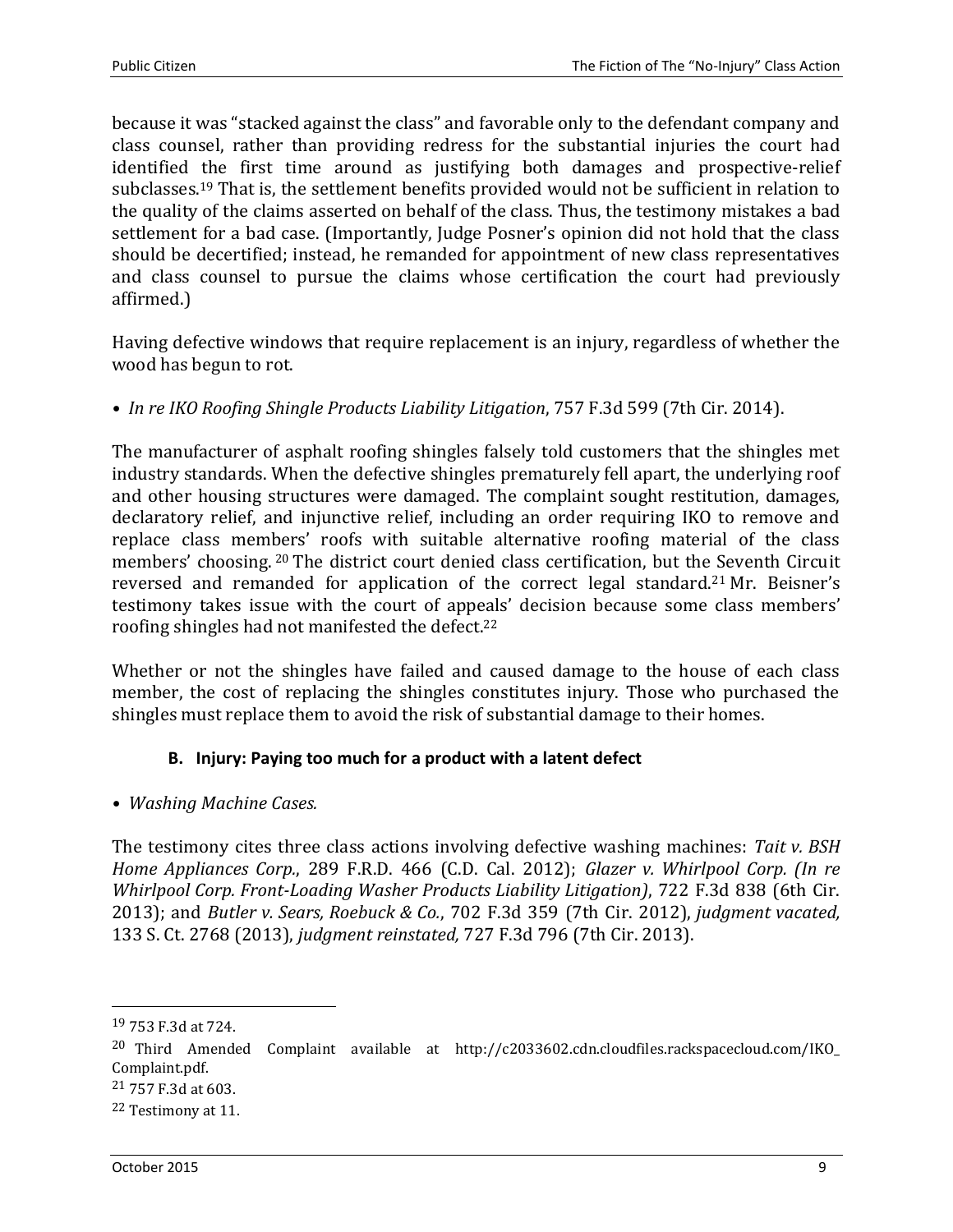because it was "stacked against the class" and favorable only to the defendant company and class counsel, rather than providing redress for the substantial injuries the court had identified the first time around as justifying both damages and prospective-relief subclasses.[19] That is, the settlement benefits provided would not be sufficient in relation to the quality of the claims asserted on behalf of the class. Thus, the testimony mistakes a bad settlement for a bad case. (Importantly, Judge Posner's opinion did not hold that the class should be decertified; instead, he remanded for appointment of new class representatives and class counsel to pursue the claims whose certification the court had previously affirmed.)

Having defective windows that require replacement is an injury, regardless of whether the wood has begun to rot.

- *In re IKO Roofing Shingle Products Liability Litigation*, 757 F.3d 599 (7th Cir. 2014).

The manufacturer of asphalt roofing shingles falsely told customers that the shingles met industry standards. When the defective shingles prematurely fell apart, the underlying roof and other housing structures were damaged. The complaint sought restitution, damages, declaratory relief, and injunctive relief, including an order requiring IKO to remove and replace class members' roofs with suitable alternative roofing material of the class members' choosing.[20] The district court denied class certification, but the Seventh Circuit reversed and remanded for application of the correct legal standard.[21] Mr. Beisner's testimony takes issue with the court of appeals' decision because some class members' roofing shingles had not manifested the defect.[22]

Whether or not the shingles have failed and caused damage to the house of each class member, the cost of replacing the shingles constitutes injury. Those who purchased the shingles must replace them to avoid the risk of substantial damage to their homes.

### B. Injury: Paying too much for a product with a latent defect

- *Washing Machine Cases.*

The testimony cites three class actions involving defective washing machines: *Tait v. BSH Home Appliances Corp.*, 289 F.R.D. 466 (C.D. Cal. 2012); *Glazer v. Whirlpool Corp. (In re Whirlpool Corp. Front-Loading Washer Products Liability Litigation)*, 722 F.3d 838 (6th Cir. 2013); and *Butler v. Sears, Roebuck & Co.*, 702 F.3d 359 (7th Cir. 2012), *judgment vacated,* 133 S. Ct. 2768 (2013), *judgment reinstated,* 727 F.3d 796 (7th Cir. 2013).

---

[19] 753 F.3d at 724.

[20] Third Amended Complaint available at http://c2033602.cdn.cloudfiles.rackspacecloud.com/IKO_Complaint.pdf.

[21] 757 F.3d at 603.

[22] Testimony at 11.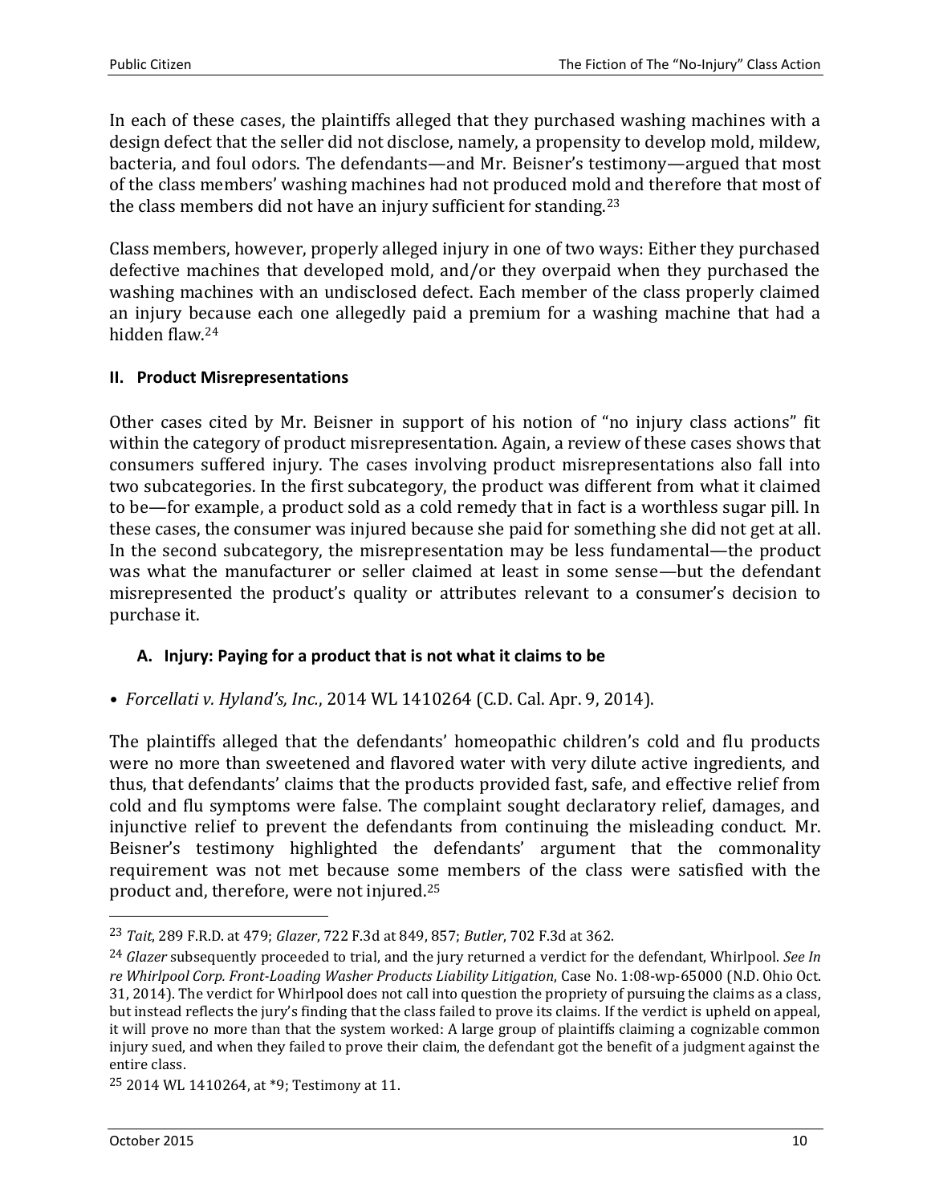In each of these cases, the plaintiffs alleged that they purchased washing machines with a design defect that the seller did not disclose, namely, a propensity to develop mold, mildew, bacteria, and foul odors. The defendants—and Mr. Beisner's testimony—argued that most of the class members' washing machines had not produced mold and therefore that most of the class members did not have an injury sufficient for standing.[23]

Class members, however, properly alleged injury in one of two ways: Either they purchased defective machines that developed mold, and/or they overpaid when they purchased the washing machines with an undisclosed defect. Each member of the class properly claimed an injury because each one allegedly paid a premium for a washing machine that had a hidden flaw.[24]

## II. Product Misrepresentations

Other cases cited by Mr. Beisner in support of his notion of "no injury class actions" fit within the category of product misrepresentation. Again, a review of these cases shows that consumers suffered injury. The cases involving product misrepresentations also fall into two subcategories. In the first subcategory, the product was different from what it claimed to be—for example, a product sold as a cold remedy that in fact is a worthless sugar pill. In these cases, the consumer was injured because she paid for something she did not get at all. In the second subcategory, the misrepresentation may be less fundamental—the product was what the manufacturer or seller claimed at least in some sense—but the defendant misrepresented the product's quality or attributes relevant to a consumer's decision to purchase it.

### A. Injury: Paying for a product that is not what it claims to be

- *Forcellati v. Hyland's, Inc.*, 2014 WL 1410264 (C.D. Cal. Apr. 9, 2014).

The plaintiffs alleged that the defendants' homeopathic children's cold and flu products were no more than sweetened and flavored water with very dilute active ingredients, and thus, that defendants' claims that the products provided fast, safe, and effective relief from cold and flu symptoms were false. The complaint sought declaratory relief, damages, and injunctive relief to prevent the defendants from continuing the misleading conduct. Mr. Beisner's testimony highlighted the defendants' argument that the commonality requirement was not met because some members of the class were satisfied with the product and, therefore, were not injured.[25]

---

[23] *Tait*, 289 F.R.D. at 479; *Glazer*, 722 F.3d at 849, 857; *Butler*, 702 F.3d at 362.

[24] *Glazer* subsequently proceeded to trial, and the jury returned a verdict for the defendant, Whirlpool. *See In re Whirlpool Corp. Front-Loading Washer Products Liability Litigation*, Case No. 1:08-wp-65000 (N.D. Ohio Oct. 31, 2014). The verdict for Whirlpool does not call into question the propriety of pursuing the claims as a class, but instead reflects the jury's finding that the class failed to prove its claims. If the verdict is upheld on appeal, it will prove no more than that the system worked: A large group of plaintiffs claiming a cognizable common injury sued, and when they failed to prove their claim, the defendant got the benefit of a judgment against the entire class.

[25] 2014 WL 1410264, at *9; Testimony at 11.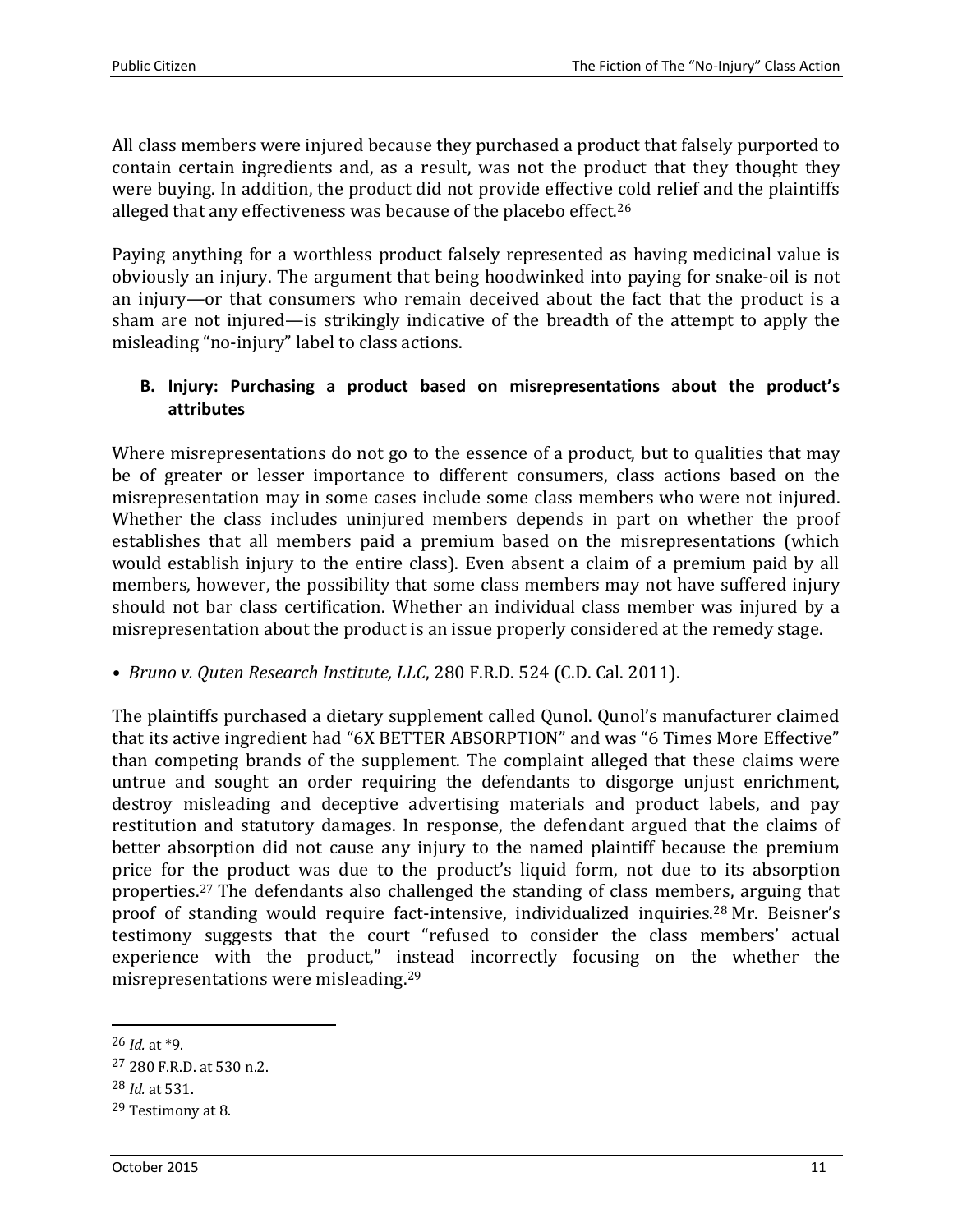All class members were injured because they purchased a product that falsely purported to contain certain ingredients and, as a result, was not the product that they thought they were buying. In addition, the product did not provide effective cold relief and the plaintiffs alleged that any effectiveness was because of the placebo effect.[26]

Paying anything for a worthless product falsely represented as having medicinal value is obviously an injury. The argument that being hoodwinked into paying for snake-oil is not an injury—or that consumers who remain deceived about the fact that the product is a sham are not injured—is strikingly indicative of the breadth of the attempt to apply the misleading "no-injury" label to class actions.

### B. Injury: Purchasing a product based on misrepresentations about the product's attributes

Where misrepresentations do not go to the essence of a product, but to qualities that may be of greater or lesser importance to different consumers, class actions based on the misrepresentation may in some cases include some class members who were not injured. Whether the class includes uninjured members depends in part on whether the proof establishes that all members paid a premium based on the misrepresentations (which would establish injury to the entire class). Even absent a claim of a premium paid by all members, however, the possibility that some class members may not have suffered injury should not bar class certification. Whether an individual class member was injured by a misrepresentation about the product is an issue properly considered at the remedy stage.

- *Bruno v. Quten Research Institute, LLC*, 280 F.R.D. 524 (C.D. Cal. 2011).

The plaintiffs purchased a dietary supplement called Qunol. Qunol's manufacturer claimed that its active ingredient had "6X BETTER ABSORPTION" and was "6 Times More Effective" than competing brands of the supplement. The complaint alleged that these claims were untrue and sought an order requiring the defendants to disgorge unjust enrichment, destroy misleading and deceptive advertising materials and product labels, and pay restitution and statutory damages. In response, the defendant argued that the claims of better absorption did not cause any injury to the named plaintiff because the premium price for the product was due to the product's liquid form, not due to its absorption properties.[27] The defendants also challenged the standing of class members, arguing that proof of standing would require fact-intensive, individualized inquiries.[28] Mr. Beisner's testimony suggests that the court "refused to consider the class members' actual experience with the product," instead incorrectly focusing on the whether the misrepresentations were misleading.[29]

---

[26] *Id.* at *9.

[27] 280 F.R.D. at 530 n.2.

[28] *Id.* at 531.

[29] Testimony at 8.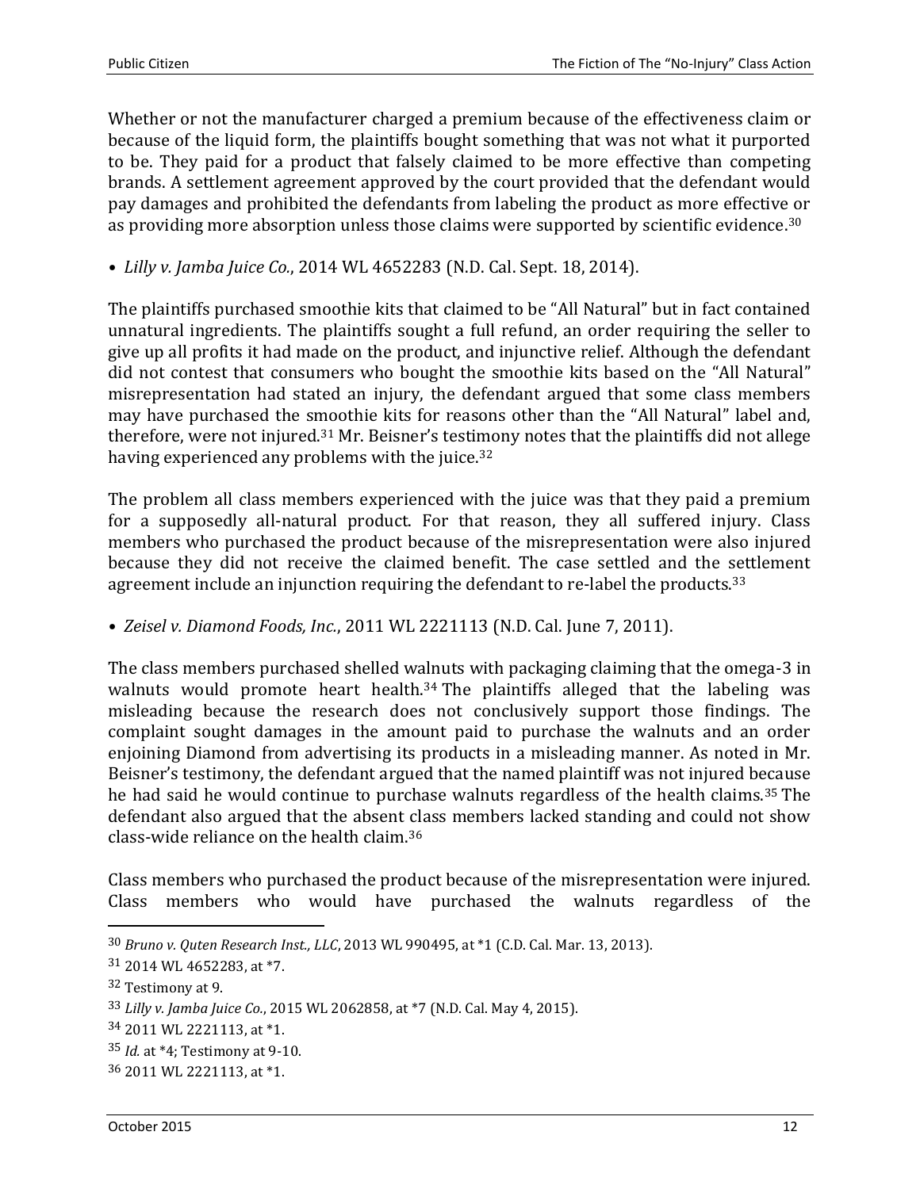Whether or not the manufacturer charged a premium because of the effectiveness claim or because of the liquid form, the plaintiffs bought something that was not what it purported to be. They paid for a product that falsely claimed to be more effective than competing brands. A settlement agreement approved by the court provided that the defendant would pay damages and prohibited the defendants from labeling the product as more effective or as providing more absorption unless those claims were supported by scientific evidence.[30]

- *Lilly v. Jamba Juice Co.*, 2014 WL 4652283 (N.D. Cal. Sept. 18, 2014).

The plaintiffs purchased smoothie kits that claimed to be "All Natural" but in fact contained unnatural ingredients. The plaintiffs sought a full refund, an order requiring the seller to give up all profits it had made on the product, and injunctive relief. Although the defendant did not contest that consumers who bought the smoothie kits based on the "All Natural" misrepresentation had stated an injury, the defendant argued that some class members may have purchased the smoothie kits for reasons other than the "All Natural" label and, therefore, were not injured.[31] Mr. Beisner's testimony notes that the plaintiffs did not allege having experienced any problems with the juice.[32]

The problem all class members experienced with the juice was that they paid a premium for a supposedly all-natural product. For that reason, they all suffered injury. Class members who purchased the product because of the misrepresentation were also injured because they did not receive the claimed benefit. The case settled and the settlement agreement include an injunction requiring the defendant to re-label the products.[33]

- *Zeisel v. Diamond Foods, Inc.*, 2011 WL 2221113 (N.D. Cal. June 7, 2011).

The class members purchased shelled walnuts with packaging claiming that the omega-3 in walnuts would promote heart health.[34] The plaintiffs alleged that the labeling was misleading because the research does not conclusively support those findings. The complaint sought damages in the amount paid to purchase the walnuts and an order enjoining Diamond from advertising its products in a misleading manner. As noted in Mr. Beisner's testimony, the defendant argued that the named plaintiff was not injured because he had said he would continue to purchase walnuts regardless of the health claims.[35] The defendant also argued that the absent class members lacked standing and could not show class-wide reliance on the health claim.[36]

Class members who purchased the product because of the misrepresentation were injured. Class members who would have purchased the walnuts regardless of the

---

[30] *Bruno v. Quten Research Inst., LLC*, 2013 WL 990495, at *1 (C.D. Cal. Mar. 13, 2013).

[31] 2014 WL 4652283, at *7.

[32] Testimony at 9.

[33] *Lilly v. Jamba Juice Co.*, 2015 WL 2062858, at *7 (N.D. Cal. May 4, 2015).

[34] 2011 WL 2221113, at *1.

[35] *Id.* at *4; Testimony at 9-10.

[36] 2011 WL 2221113, at *1.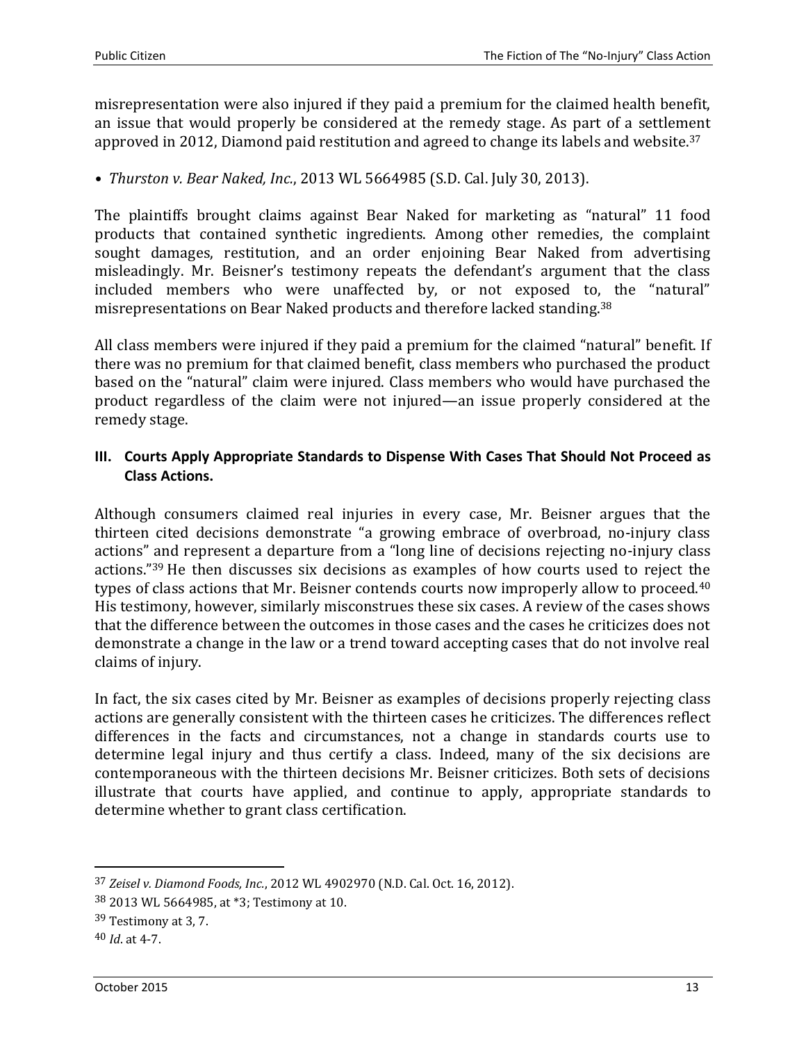misrepresentation were also injured if they paid a premium for the claimed health benefit, an issue that would properly be considered at the remedy stage. As part of a settlement approved in 2012, Diamond paid restitution and agreed to change its labels and website.[37]

- *Thurston v. Bear Naked, Inc.*, 2013 WL 5664985 (S.D. Cal. July 30, 2013).

The plaintiffs brought claims against Bear Naked for marketing as "natural" 11 food products that contained synthetic ingredients. Among other remedies, the complaint sought damages, restitution, and an order enjoining Bear Naked from advertising misleadingly. Mr. Beisner's testimony repeats the defendant's argument that the class included members who were unaffected by, or not exposed to, the "natural" misrepresentations on Bear Naked products and therefore lacked standing.[38]

All class members were injured if they paid a premium for the claimed "natural" benefit. If there was no premium for that claimed benefit, class members who purchased the product based on the "natural" claim were injured. Class members who would have purchased the product regardless of the claim were not injured—an issue properly considered at the remedy stage.

### III. Courts Apply Appropriate Standards to Dispense With Cases That Should Not Proceed as Class Actions.

Although consumers claimed real injuries in every case, Mr. Beisner argues that the thirteen cited decisions demonstrate "a growing embrace of overbroad, no-injury class actions" and represent a departure from a "long line of decisions rejecting no-injury class actions."[39] He then discusses six decisions as examples of how courts used to reject the types of class actions that Mr. Beisner contends courts now improperly allow to proceed.[40] His testimony, however, similarly misconstrues these six cases. A review of the cases shows that the difference between the outcomes in those cases and the cases he criticizes does not demonstrate a change in the law or a trend toward accepting cases that do not involve real claims of injury.

In fact, the six cases cited by Mr. Beisner as examples of decisions properly rejecting class actions are generally consistent with the thirteen cases he criticizes. The differences reflect differences in the facts and circumstances, not a change in standards courts use to determine legal injury and thus certify a class. Indeed, many of the six decisions are contemporaneous with the thirteen decisions Mr. Beisner criticizes. Both sets of decisions illustrate that courts have applied, and continue to apply, appropriate standards to determine whether to grant class certification.

---

[37] *Zeisel v. Diamond Foods, Inc.*, 2012 WL 4902970 (N.D. Cal. Oct. 16, 2012).

[38] 2013 WL 5664985, at *3; Testimony at 10.

[39] Testimony at 3, 7.

[40] *Id.* at 4-7.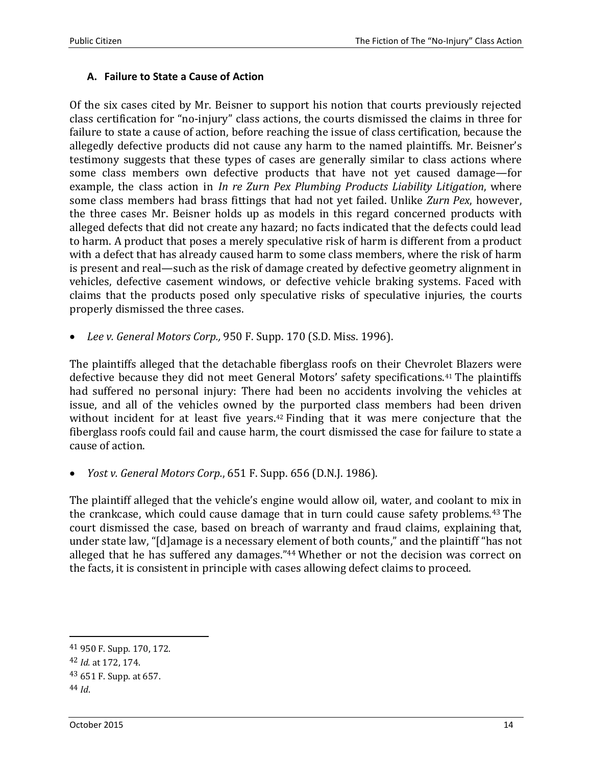### A. Failure to State a Cause of Action

Of the six cases cited by Mr. Beisner to support his notion that courts previously rejected class certification for "no-injury" class actions, the courts dismissed the claims in three for failure to state a cause of action, before reaching the issue of class certification, because the allegedly defective products did not cause any harm to the named plaintiffs. Mr. Beisner's testimony suggests that these types of cases are generally similar to class actions where some class members own defective products that have not yet caused damage—for example, the class action in *In re Zurn Pex Plumbing Products Liability Litigation*, where some class members had brass fittings that had not yet failed. Unlike *Zurn Pex*, however, the three cases Mr. Beisner holds up as models in this regard concerned products with alleged defects that did not create any hazard; no facts indicated that the defects could lead to harm. A product that poses a merely speculative risk of harm is different from a product with a defect that has already caused harm to some class members, where the risk of harm is present and real—such as the risk of damage created by defective geometry alignment in vehicles, defective casement windows, or defective vehicle braking systems. Faced with claims that the products posed only speculative risks of speculative injuries, the courts properly dismissed the three cases.

- *Lee v. General Motors Corp.,* 950 F. Supp. 170 (S.D. Miss. 1996).

The plaintiffs alleged that the detachable fiberglass roofs on their Chevrolet Blazers were defective because they did not meet General Motors' safety specifications.[41] The plaintiffs had suffered no personal injury: There had been no accidents involving the vehicles at issue, and all of the vehicles owned by the purported class members had been driven without incident for at least five years.[42] Finding that it was mere conjecture that the fiberglass roofs could fail and cause harm, the court dismissed the case for failure to state a cause of action.

- *Yost v. General Motors Corp.*, 651 F. Supp. 656 (D.N.J. 1986).

The plaintiff alleged that the vehicle's engine would allow oil, water, and coolant to mix in the crankcase, which could cause damage that in turn could cause safety problems.[43] The court dismissed the case, based on breach of warranty and fraud claims, explaining that, under state law, "[d]amage is a necessary element of both counts," and the plaintiff "has not alleged that he has suffered any damages."[44] Whether or not the decision was correct on the facts, it is consistent in principle with cases allowing defect claims to proceed.

---

[41] 950 F. Supp. 170, 172.

[42] *Id.* at 172, 174.

[43] 651 F. Supp. at 657.

[44] *Id.*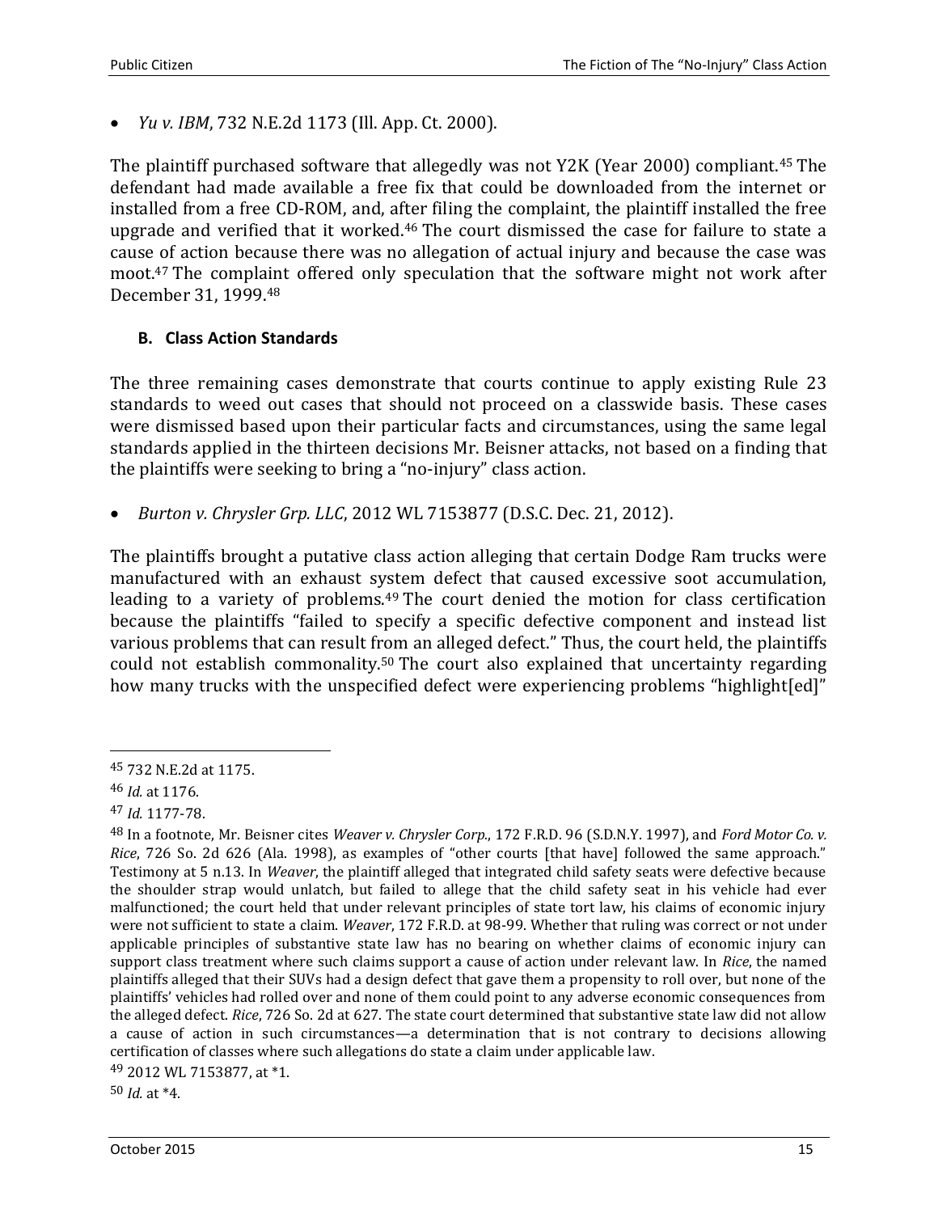- *Yu v. IBM*, 732 N.E.2d 1173 (Ill. App. Ct. 2000).

The plaintiff purchased software that allegedly was not Y2K (Year 2000) compliant.[45] The defendant had made available a free fix that could be downloaded from the internet or installed from a free CD-ROM, and, after filing the complaint, the plaintiff installed the free upgrade and verified that it worked.[46] The court dismissed the case for failure to state a cause of action because there was no allegation of actual injury and because the case was moot.[47] The complaint offered only speculation that the software might not work after December 31, 1999.[48]

### B. Class Action Standards

The three remaining cases demonstrate that courts continue to apply existing Rule 23 standards to weed out cases that should not proceed on a classwide basis. These cases were dismissed based upon their particular facts and circumstances, using the same legal standards applied in the thirteen decisions Mr. Beisner attacks, not based on a finding that the plaintiffs were seeking to bring a "no-injury" class action.

- *Burton v. Chrysler Grp. LLC*, 2012 WL 7153877 (D.S.C. Dec. 21, 2012).

The plaintiffs brought a putative class action alleging that certain Dodge Ram trucks were manufactured with an exhaust system defect that caused excessive soot accumulation, leading to a variety of problems.[49] The court denied the motion for class certification because the plaintiffs "failed to specify a specific defective component and instead list various problems that can result from an alleged defect." Thus, the court held, the plaintiffs could not establish commonality.[50] The court also explained that uncertainty regarding how many trucks with the unspecified defect were experiencing problems "highlight[ed]"

---

[45] 732 N.E.2d at 1175.

[46] *Id.* at 1176.

[47] *Id.* 1177-78.

[48] In a footnote, Mr. Beisner cites *Weaver v. Chrysler Corp.*, 172 F.R.D. 96 (S.D.N.Y. 1997), and *Ford Motor Co. v. Rice*, 726 So. 2d 626 (Ala. 1998), as examples of "other courts [that have] followed the same approach." Testimony at 5 n.13. In *Weaver*, the plaintiff alleged that integrated child safety seats were defective because the shoulder strap would unlatch, but failed to allege that the child safety seat in his vehicle had ever malfunctioned; the court held that under relevant principles of state tort law, his claims of economic injury were not sufficient to state a claim. *Weaver*, 172 F.R.D. at 98-99. Whether that ruling was correct or not under applicable principles of substantive state law has no bearing on whether claims of economic injury can support class treatment where such claims support a cause of action under relevant law. In *Rice*, the named plaintiffs alleged that their SUVs had a design defect that gave them a propensity to roll over, but none of the plaintiffs' vehicles had rolled over and none of them could point to any adverse economic consequences from the alleged defect. *Rice*, 726 So. 2d at 627. The state court determined that substantive state law did not allow a cause of action in such circumstances—a determination that is not contrary to decisions allowing certification of classes where such allegations do state a claim under applicable law.

[49] 2012 WL 7153877, at *1.

[50] *Id.* at *4.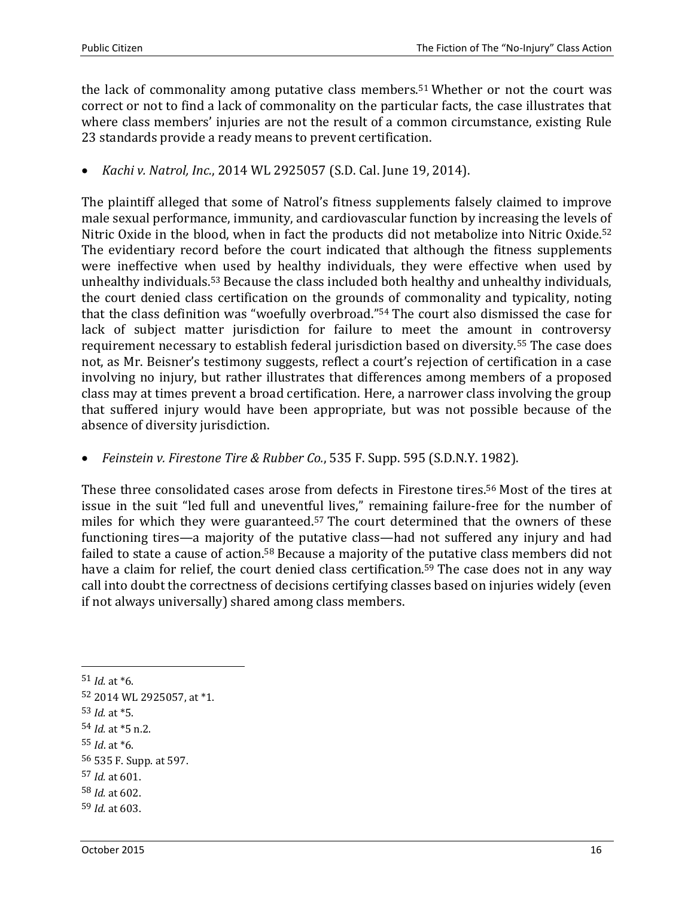the lack of commonality among putative class members.[51] Whether or not the court was correct or not to find a lack of commonality on the particular facts, the case illustrates that where class members' injuries are not the result of a common circumstance, existing Rule 23 standards provide a ready means to prevent certification.

- *Kachi v. Natrol, Inc.*, 2014 WL 2925057 (S.D. Cal. June 19, 2014).

The plaintiff alleged that some of Natrol's fitness supplements falsely claimed to improve male sexual performance, immunity, and cardiovascular function by increasing the levels of Nitric Oxide in the blood, when in fact the products did not metabolize into Nitric Oxide.[52] The evidentiary record before the court indicated that although the fitness supplements were ineffective when used by healthy individuals, they were effective when used by unhealthy individuals.[53] Because the class included both healthy and unhealthy individuals, the court denied class certification on the grounds of commonality and typicality, noting that the class definition was "woefully overbroad."[54] The court also dismissed the case for lack of subject matter jurisdiction for failure to meet the amount in controversy requirement necessary to establish federal jurisdiction based on diversity.[55] The case does not, as Mr. Beisner's testimony suggests, reflect a court's rejection of certification in a case involving no injury, but rather illustrates that differences among members of a proposed class may at times prevent a broad certification. Here, a narrower class involving the group that suffered injury would have been appropriate, but was not possible because of the absence of diversity jurisdiction.

- *Feinstein v. Firestone Tire & Rubber Co.*, 535 F. Supp. 595 (S.D.N.Y. 1982).

These three consolidated cases arose from defects in Firestone tires.[56] Most of the tires at issue in the suit "led full and uneventful lives," remaining failure-free for the number of miles for which they were guaranteed.[57] The court determined that the owners of these functioning tires—a majority of the putative class—had not suffered any injury and had failed to state a cause of action.[58] Because a majority of the putative class members did not have a claim for relief, the court denied class certification.[59] The case does not in any way call into doubt the correctness of decisions certifying classes based on injuries widely (even if not always universally) shared among class members.

---

[51] *Id.* at *6.

[52] 2014 WL 2925057, at *1.

[53] *Id.* at *5.

[54] *Id.* at *5 n.2.

[55] *Id*. at *6.

[56] 535 F. Supp. at 597.

[57] *Id.* at 601.

[58] *Id.* at 602.

[59] *Id.* at 603.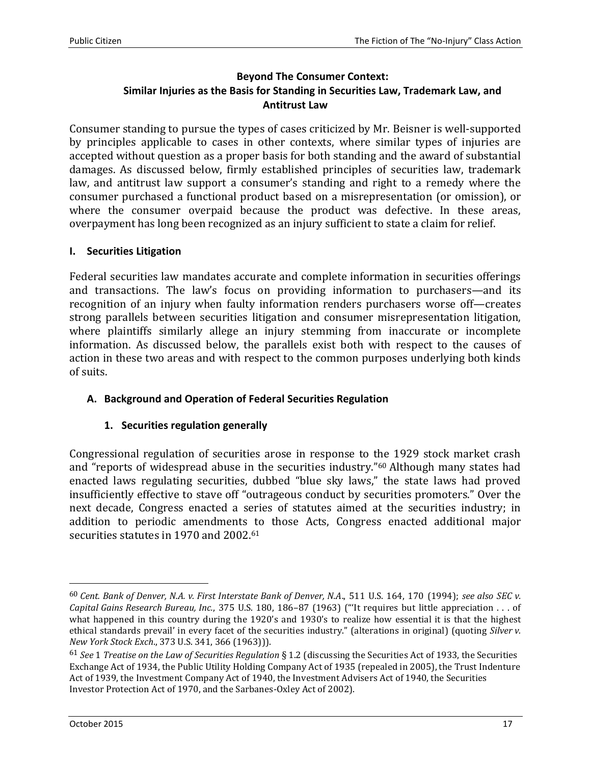## Beyond The Consumer Context:
## Similar Injuries as the Basis for Standing in Securities Law, Trademark Law, and Antitrust Law

Consumer standing to pursue the types of cases criticized by Mr. Beisner is well-supported by principles applicable to cases in other contexts, where similar types of injuries are accepted without question as a proper basis for both standing and the award of substantial damages. As discussed below, firmly established principles of securities law, trademark law, and antitrust law support a consumer's standing and right to a remedy where the consumer purchased a functional product based on a misrepresentation (or omission), or where the consumer overpaid because the product was defective. In these areas, overpayment has long been recognized as an injury sufficient to state a claim for relief.

### I. Securities Litigation

Federal securities law mandates accurate and complete information in securities offerings and transactions. The law's focus on providing information to purchasers—and its recognition of an injury when faulty information renders purchasers worse off—creates strong parallels between securities litigation and consumer misrepresentation litigation, where plaintiffs similarly allege an injury stemming from inaccurate or incomplete information. As discussed below, the parallels exist both with respect to the causes of action in these two areas and with respect to the common purposes underlying both kinds of suits.

#### A. Background and Operation of Federal Securities Regulation

##### 1. Securities regulation generally

Congressional regulation of securities arose in response to the 1929 stock market crash and "reports of widespread abuse in the securities industry."[60] Although many states had enacted laws regulating securities, dubbed "blue sky laws," the state laws had proved insufficiently effective to stave off "outrageous conduct by securities promoters." Over the next decade, Congress enacted a series of statutes aimed at the securities industry; in addition to periodic amendments to those Acts, Congress enacted additional major securities statutes in 1970 and 2002.[61]

---

[60] *Cent. Bank of Denver, N.A. v. First Interstate Bank of Denver, N.A*., 511 U.S. 164, 170 (1994); *see also SEC v. Capital Gains Research Bureau, Inc.*, 375 U.S. 180, 186–87 (1963) ("'It requires but little appreciation . . . of what happened in this country during the 1920's and 1930's to realize how essential it is that the highest ethical standards prevail' in every facet of the securities industry." (alterations in original) (quoting *Silver v. New York Stock Exch*., 373 U.S. 341, 366 (1963))).

[61] *See* 1 *Treatise on the Law of Securities Regulation* § 1.2 (discussing the Securities Act of 1933, the Securities Exchange Act of 1934, the Public Utility Holding Company Act of 1935 (repealed in 2005), the Trust Indenture Act of 1939, the Investment Company Act of 1940, the Investment Advisers Act of 1940, the Securities Investor Protection Act of 1970, and the Sarbanes-Oxley Act of 2002).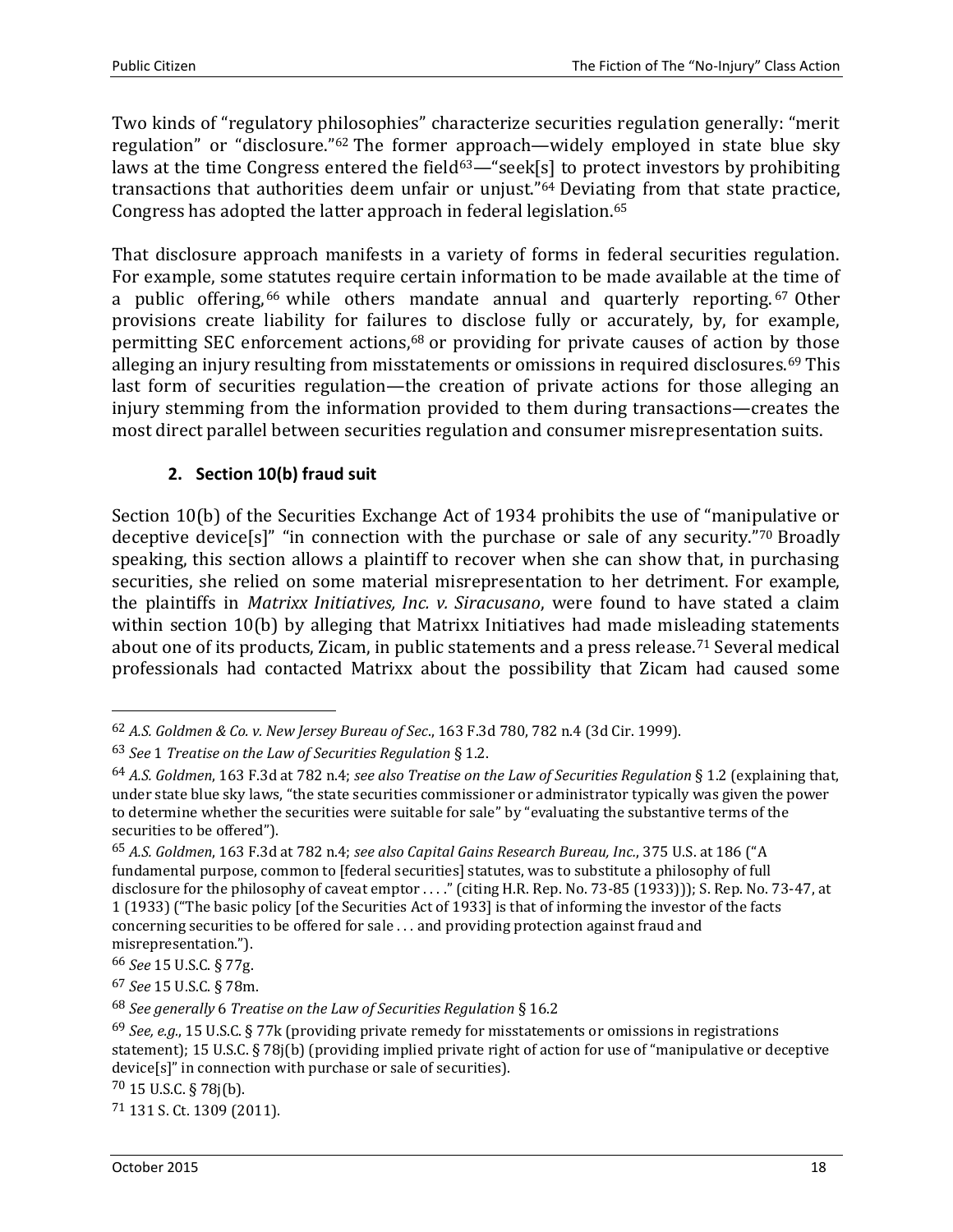Two kinds of "regulatory philosophies" characterize securities regulation generally: "merit regulation" or "disclosure."[62] The former approach—widely employed in state blue sky laws at the time Congress entered the field[63]—"seek[s] to protect investors by prohibiting transactions that authorities deem unfair or unjust."[64] Deviating from that state practice, Congress has adopted the latter approach in federal legislation.[65]

That disclosure approach manifests in a variety of forms in federal securities regulation. For example, some statutes require certain information to be made available at the time of a public offering,[66] while others mandate annual and quarterly reporting.[67] Other provisions create liability for failures to disclose fully or accurately, by, for example, permitting SEC enforcement actions,[68] or providing for private causes of action by those alleging an injury resulting from misstatements or omissions in required disclosures.[69] This last form of securities regulation—the creation of private actions for those alleging an injury stemming from the information provided to them during transactions—creates the most direct parallel between securities regulation and consumer misrepresentation suits.

### 2. Section 10(b) fraud suit

Section 10(b) of the Securities Exchange Act of 1934 prohibits the use of "manipulative or deceptive device[s]" "in connection with the purchase or sale of any security."[70] Broadly speaking, this section allows a plaintiff to recover when she can show that, in purchasing securities, she relied on some material misrepresentation to her detriment. For example, the plaintiffs in *Matrixx Initiatives, Inc. v. Siracusano*, were found to have stated a claim within section 10(b) by alleging that Matrixx Initiatives had made misleading statements about one of its products, Zicam, in public statements and a press release.[71] Several medical professionals had contacted Matrixx about the possibility that Zicam had caused some

---

[62] *A.S. Goldmen & Co. v. New Jersey Bureau of Sec*., 163 F.3d 780, 782 n.4 (3d Cir. 1999).

[63] *See* 1 *Treatise on the Law of Securities Regulation* § 1.2.

[64] *A.S. Goldmen*, 163 F.3d at 782 n.4; *see also Treatise on the Law of Securities Regulation* § 1.2 (explaining that, under state blue sky laws, "the state securities commissioner or administrator typically was given the power to determine whether the securities were suitable for sale" by "evaluating the substantive terms of the securities to be offered").

[65] *A.S. Goldmen*, 163 F.3d at 782 n.4; *see also Capital Gains Research Bureau, Inc.*, 375 U.S. at 186 ("A fundamental purpose, common to [federal securities] statutes, was to substitute a philosophy of full disclosure for the philosophy of caveat emptor . . . ." (citing H.R. Rep. No. 73-85 (1933))); S. Rep. No. 73-47, at 1 (1933) ("The basic policy [of the Securities Act of 1933] is that of informing the investor of the facts concerning securities to be offered for sale . . . and providing protection against fraud and misrepresentation.").

[66] *See* 15 U.S.C. § 77g.

[67] *See* 15 U.S.C. § 78m.

[68] *See generally* 6 *Treatise on the Law of Securities Regulation* § 16.2

[69] *See, e.g.*, 15 U.S.C. § 77k (providing private remedy for misstatements or omissions in registrations statement); 15 U.S.C. § 78j(b) (providing implied private right of action for use of "manipulative or deceptive device[s]" in connection with purchase or sale of securities).

[70] 15 U.S.C. § 78j(b).

[71] 131 S. Ct. 1309 (2011).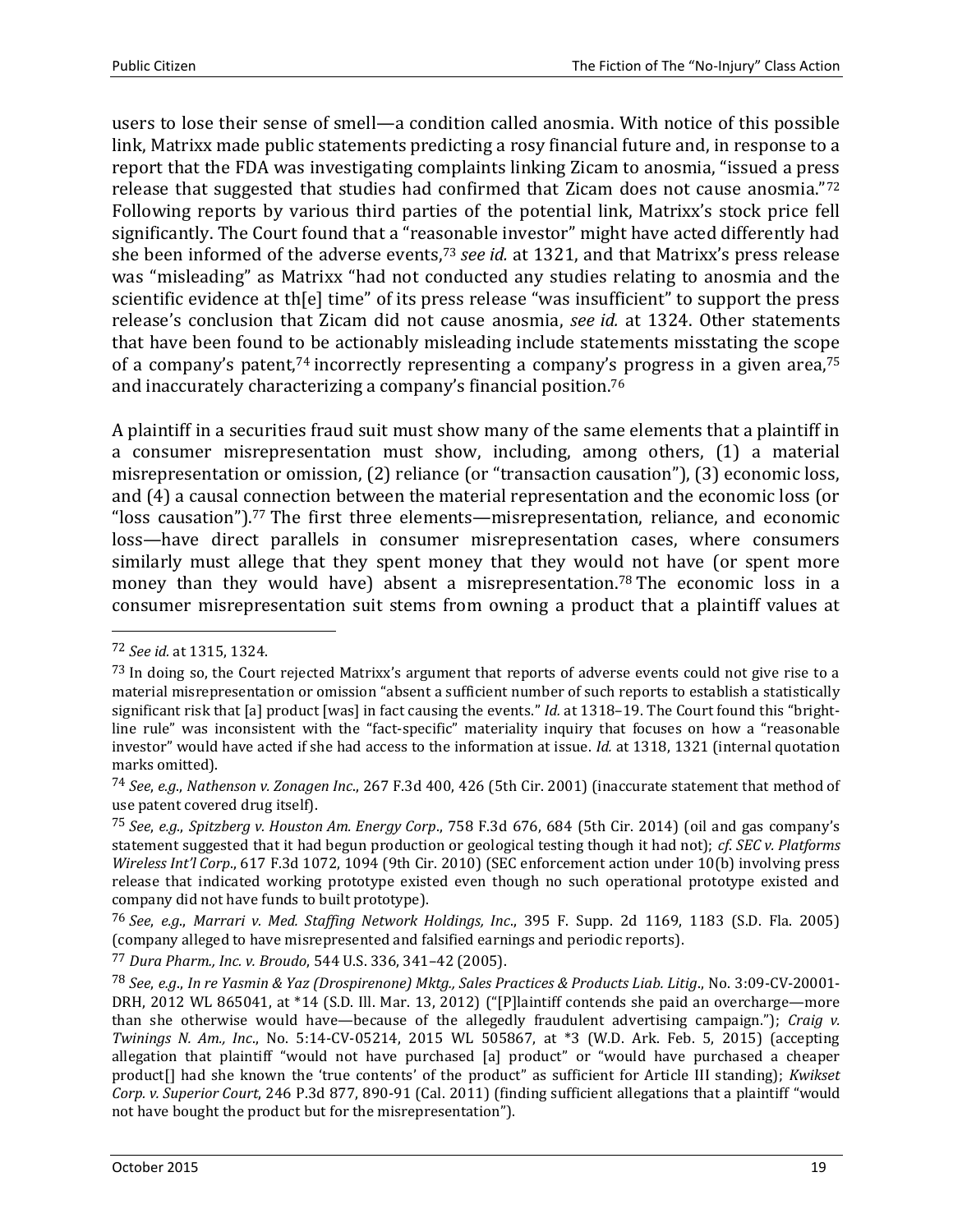users to lose their sense of smell—a condition called anosmia. With notice of this possible link, Matrixx made public statements predicting a rosy financial future and, in response to a report that the FDA was investigating complaints linking Zicam to anosmia, "issued a press release that suggested that studies had confirmed that Zicam does not cause anosmia."[72] Following reports by various third parties of the potential link, Matrixx's stock price fell significantly. The Court found that a "reasonable investor" might have acted differently had she been informed of the adverse events,[73] *see id.* at 1321, and that Matrixx's press release was "misleading" as Matrixx "had not conducted any studies relating to anosmia and the scientific evidence at th[e] time" of its press release "was insufficient" to support the press release's conclusion that Zicam did not cause anosmia, *see id.* at 1324. Other statements that have been found to be actionably misleading include statements misstating the scope of a company's patent,[74] incorrectly representing a company's progress in a given area,[75] and inaccurately characterizing a company's financial position.[76]

A plaintiff in a securities fraud suit must show many of the same elements that a plaintiff in a consumer misrepresentation must show, including, among others, (1) a material misrepresentation or omission, (2) reliance (or "transaction causation"), (3) economic loss, and (4) a causal connection between the material representation and the economic loss (or "loss causation").[77] The first three elements—misrepresentation, reliance, and economic loss—have direct parallels in consumer misrepresentation cases, where consumers similarly must allege that they spent money that they would not have (or spent more money than they would have) absent a misrepresentation.[78] The economic loss in a consumer misrepresentation suit stems from owning a product that a plaintiff values at

---

[72] *See id.* at 1315, 1324.

[73] In doing so, the Court rejected Matrixx's argument that reports of adverse events could not give rise to a material misrepresentation or omission "absent a sufficient number of such reports to establish a statistically significant risk that [a] product [was] in fact causing the events." *Id.* at 1318–19. The Court found this "bright-line rule" was inconsistent with the "fact-specific" materiality inquiry that focuses on how a "reasonable investor" would have acted if she had access to the information at issue. *Id.* at 1318, 1321 (internal quotation marks omitted).

[74] *See*, *e.g.*, *Nathenson v. Zonagen Inc*., 267 F.3d 400, 426 (5th Cir. 2001) (inaccurate statement that method of use patent covered drug itself).

[75] *See*, *e.g.*, *Spitzberg v. Houston Am. Energy Corp*., 758 F.3d 676, 684 (5th Cir. 2014) (oil and gas company's statement suggested that it had begun production or geological testing though it had not); *cf. SEC v. Platforms Wireless Int'l Corp*., 617 F.3d 1072, 1094 (9th Cir. 2010) (SEC enforcement action under 10(b) involving press release that indicated working prototype existed even though no such operational prototype existed and company did not have funds to built prototype).

[76] *See*, *e.g.*, *Marrari v. Med. Staffing Network Holdings, Inc*., 395 F. Supp. 2d 1169, 1183 (S.D. Fla. 2005) (company alleged to have misrepresented and falsified earnings and periodic reports).

[77] *Dura Pharm., Inc. v. Broudo*, 544 U.S. 336, 341–42 (2005).

[78] *See*, *e.g.*, *In re Yasmin & Yaz (Drospirenone) Mktg., Sales Practices & Products Liab. Litig*., No. 3:09-CV-20001-DRH, 2012 WL 865041, at *14 (S.D. Ill. Mar. 13, 2012) ("[P]laintiff contends she paid an overcharge—more than she otherwise would have—because of the allegedly fraudulent advertising campaign."); *Craig v. Twinings N. Am., Inc*., No. 5:14-CV-05214, 2015 WL 505867, at *3 (W.D. Ark. Feb. 5, 2015) (accepting allegation that plaintiff "would not have purchased [a] product" or "would have purchased a cheaper product[] had she known the 'true contents' of the product" as sufficient for Article III standing); *Kwikset Corp. v. Superior Court*, 246 P.3d 877, 890-91 (Cal. 2011) (finding sufficient allegations that a plaintiff "would not have bought the product but for the misrepresentation").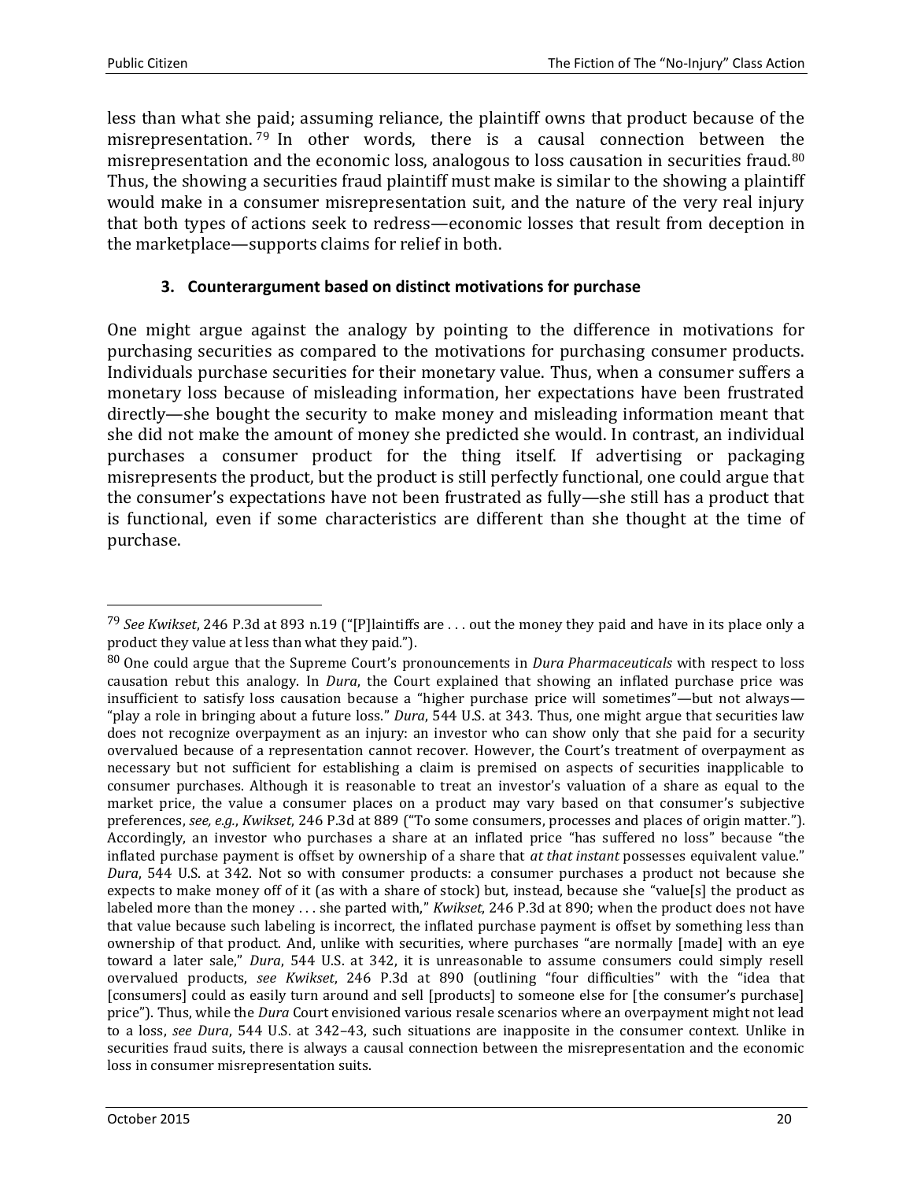less than what she paid; assuming reliance, the plaintiff owns that product because of the misrepresentation.[79] In other words, there is a causal connection between the misrepresentation and the economic loss, analogous to loss causation in securities fraud.[80] Thus, the showing a securities fraud plaintiff must make is similar to the showing a plaintiff would make in a consumer misrepresentation suit, and the nature of the very real injury that both types of actions seek to redress—economic losses that result from deception in the marketplace—supports claims for relief in both.

### 3. Counterargument based on distinct motivations for purchase

One might argue against the analogy by pointing to the difference in motivations for purchasing securities as compared to the motivations for purchasing consumer products. Individuals purchase securities for their monetary value. Thus, when a consumer suffers a monetary loss because of misleading information, her expectations have been frustrated directly—she bought the security to make money and misleading information meant that she did not make the amount of money she predicted she would. In contrast, an individual purchases a consumer product for the thing itself. If advertising or packaging misrepresents the product, but the product is still perfectly functional, one could argue that the consumer's expectations have not been frustrated as fully—she still has a product that is functional, even if some characteristics are different than she thought at the time of purchase.

---

[79] *See Kwikset*, 246 P.3d at 893 n.19 ("[P]laintiffs are . . . out the money they paid and have in its place only a product they value at less than what they paid.").

[80] One could argue that the Supreme Court's pronouncements in *Dura Pharmaceuticals* with respect to loss causation rebut this analogy. In *Dura*, the Court explained that showing an inflated purchase price was insufficient to satisfy loss causation because a "higher purchase price will sometimes"—but not always—"play a role in bringing about a future loss." *Dura*, 544 U.S. at 343. Thus, one might argue that securities law does not recognize overpayment as an injury: an investor who can show only that she paid for a security overvalued because of a representation cannot recover. However, the Court's treatment of overpayment as necessary but not sufficient for establishing a claim is premised on aspects of securities inapplicable to consumer purchases. Although it is reasonable to treat an investor's valuation of a share as equal to the market price, the value a consumer places on a product may vary based on that consumer's subjective preferences, *see, e.g.*, *Kwikset*, 246 P.3d at 889 ("To some consumers, processes and places of origin matter."). Accordingly, an investor who purchases a share at an inflated price "has suffered no loss" because "the inflated purchase payment is offset by ownership of a share that *at that instant* possesses equivalent value." *Dura*, 544 U.S. at 342. Not so with consumer products: a consumer purchases a product not because she expects to make money off of it (as with a share of stock) but, instead, because she "value[s] the product as labeled more than the money . . . she parted with," *Kwikset*, 246 P.3d at 890; when the product does not have that value because such labeling is incorrect, the inflated purchase payment is offset by something less than ownership of that product. And, unlike with securities, where purchases "are normally [made] with an eye toward a later sale," *Dura*, 544 U.S. at 342, it is unreasonable to assume consumers could simply resell overvalued products, *see Kwikset*, 246 P.3d at 890 (outlining "four difficulties" with the "idea that [consumers] could as easily turn around and sell [products] to someone else for [the consumer's purchase] price"). Thus, while the *Dura* Court envisioned various resale scenarios where an overpayment might not lead to a loss, *see Dura*, 544 U.S. at 342–43, such situations are inapposite in the consumer context. Unlike in securities fraud suits, there is always a causal connection between the misrepresentation and the economic loss in consumer misrepresentation suits.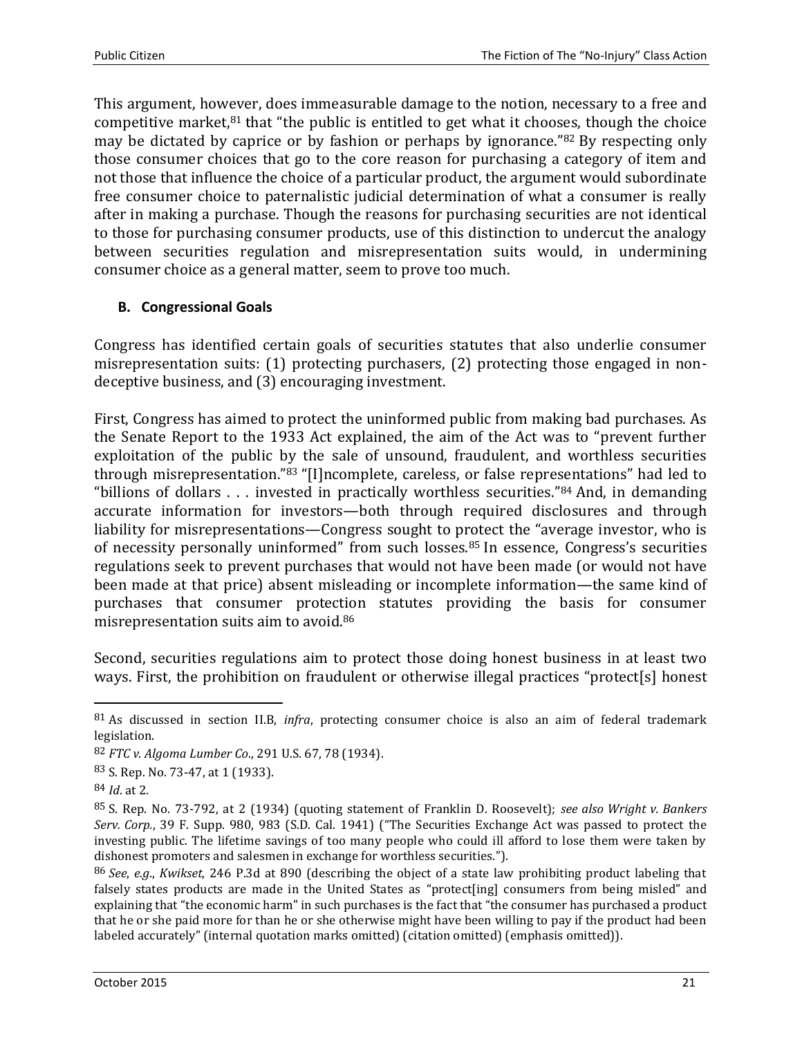This argument, however, does immeasurable damage to the notion, necessary to a free and competitive market,[81] that "the public is entitled to get what it chooses, though the choice may be dictated by caprice or by fashion or perhaps by ignorance."[82] By respecting only those consumer choices that go to the core reason for purchasing a category of item and not those that influence the choice of a particular product, the argument would subordinate free consumer choice to paternalistic judicial determination of what a consumer is really after in making a purchase. Though the reasons for purchasing securities are not identical to those for purchasing consumer products, use of this distinction to undercut the analogy between securities regulation and misrepresentation suits would, in undermining consumer choice as a general matter, seem to prove too much.

### B. Congressional Goals

Congress has identified certain goals of securities statutes that also underlie consumer misrepresentation suits: (1) protecting purchasers, (2) protecting those engaged in non-deceptive business, and (3) encouraging investment.

First, Congress has aimed to protect the uninformed public from making bad purchases. As the Senate Report to the 1933 Act explained, the aim of the Act was to "prevent further exploitation of the public by the sale of unsound, fraudulent, and worthless securities through misrepresentation."[83] "[I]ncomplete, careless, or false representations" had led to "billions of dollars . . . invested in practically worthless securities."[84] And, in demanding accurate information for investors—both through required disclosures and through liability for misrepresentations—Congress sought to protect the "average investor, who is of necessity personally uninformed" from such losses.[85] In essence, Congress's securities regulations seek to prevent purchases that would not have been made (or would not have been made at that price) absent misleading or incomplete information—the same kind of purchases that consumer protection statutes providing the basis for consumer misrepresentation suits aim to avoid.[86]

Second, securities regulations aim to protect those doing honest business in at least two ways. First, the prohibition on fraudulent or otherwise illegal practices "protect[s] honest

---

[81] As discussed in section II.B, *infra*, protecting consumer choice is also an aim of federal trademark legislation.

[82] *FTC v. Algoma Lumber Co.*, 291 U.S. 67, 78 (1934).

[83] S. Rep. No. 73-47, at 1 (1933).

[84] *Id*. at 2.

[85] S. Rep. No. 73-792, at 2 (1934) (quoting statement of Franklin D. Roosevelt); *see also Wright v. Bankers Serv. Corp.*, 39 F. Supp. 980, 983 (S.D. Cal. 1941) ("The Securities Exchange Act was passed to protect the investing public. The lifetime savings of too many people who could ill afford to lose them were taken by dishonest promoters and salesmen in exchange for worthless securities.").

[86] *See*, *e.g.*, *Kwikset*, 246 P.3d at 890 (describing the object of a state law prohibiting product labeling that falsely states products are made in the United States as "protect[ing] consumers from being misled" and explaining that "the economic harm" in such purchases is the fact that "the consumer has purchased a product that he or she paid more for than he or she otherwise might have been willing to pay if the product had been labeled accurately" (internal quotation marks omitted) (citation omitted) (emphasis omitted)).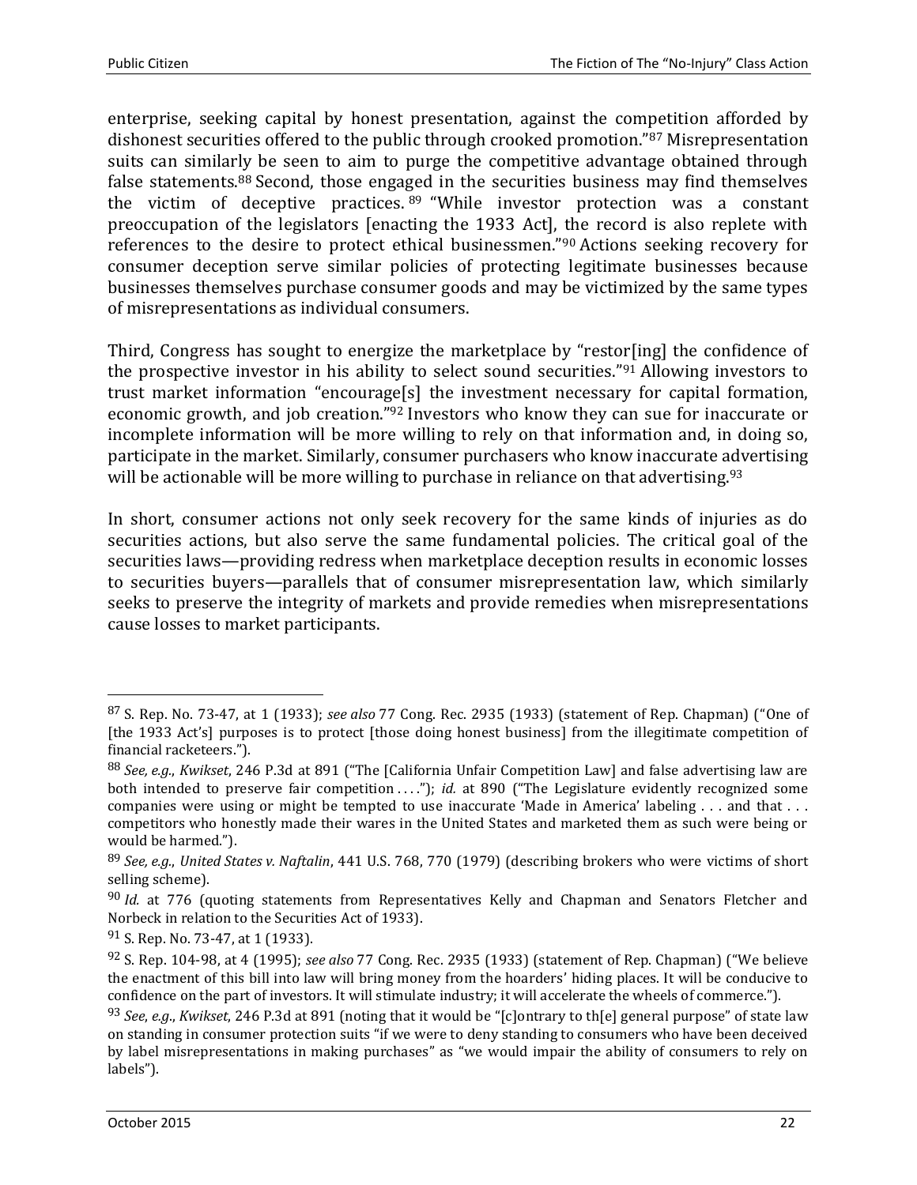enterprise, seeking capital by honest presentation, against the competition afforded by dishonest securities offered to the public through crooked promotion."[87] Misrepresentation suits can similarly be seen to aim to purge the competitive advantage obtained through false statements.[88] Second, those engaged in the securities business may find themselves the victim of deceptive practices.[89] "While investor protection was a constant preoccupation of the legislators [enacting the 1933 Act], the record is also replete with references to the desire to protect ethical businessmen."[90] Actions seeking recovery for consumer deception serve similar policies of protecting legitimate businesses because businesses themselves purchase consumer goods and may be victimized by the same types of misrepresentations as individual consumers.

Third, Congress has sought to energize the marketplace by "restor[ing] the confidence of the prospective investor in his ability to select sound securities."[91] Allowing investors to trust market information "encourage[s] the investment necessary for capital formation, economic growth, and job creation."[92] Investors who know they can sue for inaccurate or incomplete information will be more willing to rely on that information and, in doing so, participate in the market. Similarly, consumer purchasers who know inaccurate advertising will be actionable will be more willing to purchase in reliance on that advertising.[93]

In short, consumer actions not only seek recovery for the same kinds of injuries as do securities actions, but also serve the same fundamental policies. The critical goal of the securities laws—providing redress when marketplace deception results in economic losses to securities buyers—parallels that of consumer misrepresentation law, which similarly seeks to preserve the integrity of markets and provide remedies when misrepresentations cause losses to market participants.

---

[87] S. Rep. No. 73-47, at 1 (1933); *see also* 77 Cong. Rec. 2935 (1933) (statement of Rep. Chapman) ("One of [the 1933 Act's] purposes is to protect [those doing honest business] from the illegitimate competition of financial racketeers.").

[88] *See, e.g.*, *Kwikset*, 246 P.3d at 891 ("The [California Unfair Competition Law] and false advertising law are both intended to preserve fair competition . . . ."); *id.* at 890 ("The Legislature evidently recognized some companies were using or might be tempted to use inaccurate 'Made in America' labeling . . . and that . . . competitors who honestly made their wares in the United States and marketed them as such were being or would be harmed.").

[89] *See, e.g.*, *United States v. Naftalin*, 441 U.S. 768, 770 (1979) (describing brokers who were victims of short selling scheme).

[90] *Id.* at 776 (quoting statements from Representatives Kelly and Chapman and Senators Fletcher and Norbeck in relation to the Securities Act of 1933).

[91] S. Rep. No. 73-47, at 1 (1933).

[92] S. Rep. 104-98, at 4 (1995); *see also* 77 Cong. Rec. 2935 (1933) (statement of Rep. Chapman) ("We believe the enactment of this bill into law will bring money from the hoarders' hiding places. It will be conducive to confidence on the part of investors. It will stimulate industry; it will accelerate the wheels of commerce.").

[93] *See*, *e.g.*, *Kwikset*, 246 P.3d at 891 (noting that it would be "[c]ontrary to th[e] general purpose" of state law on standing in consumer protection suits "if we were to deny standing to consumers who have been deceived by label misrepresentations in making purchases" as "we would impair the ability of consumers to rely on labels").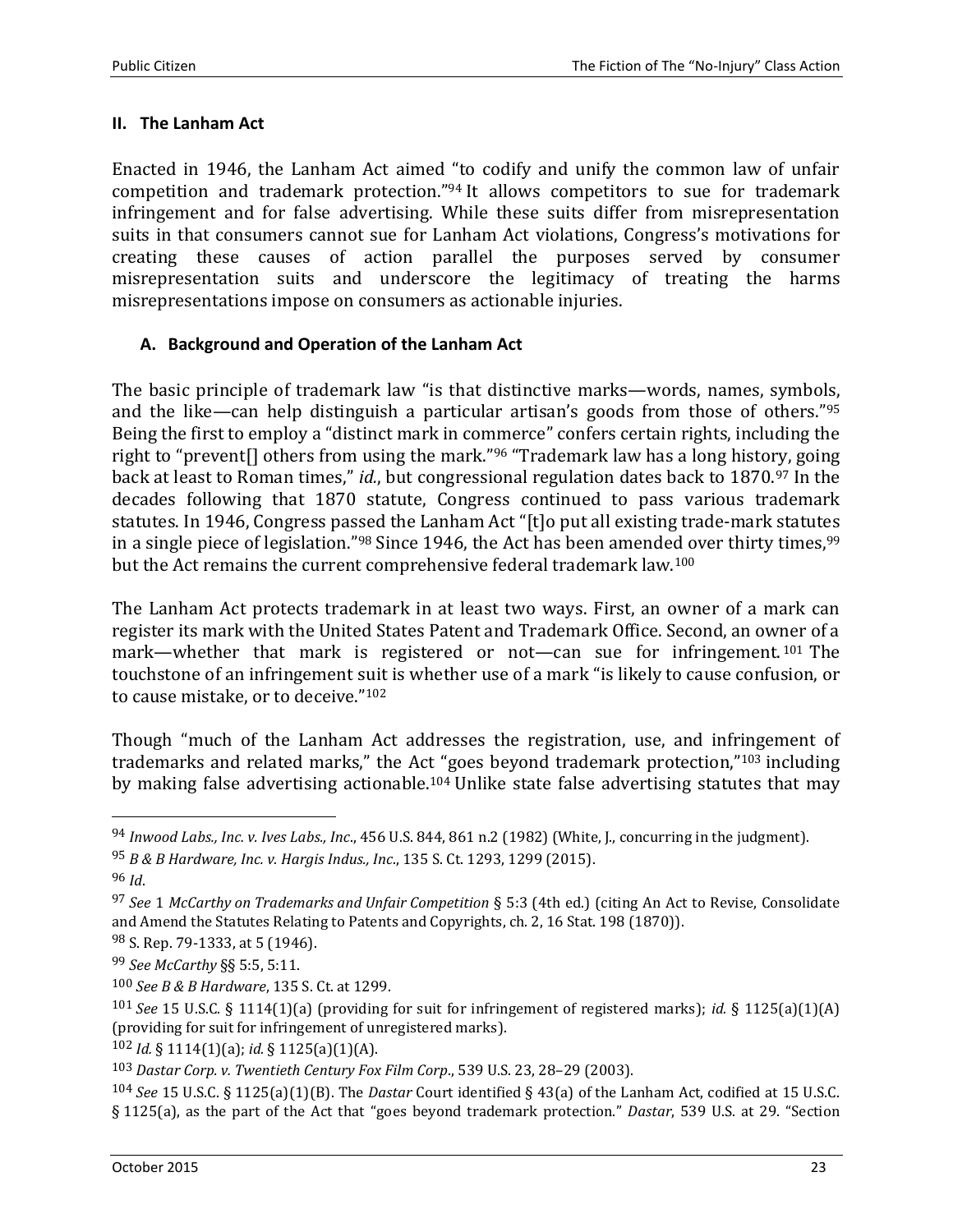## II. The Lanham Act

Enacted in 1946, the Lanham Act aimed "to codify and unify the common law of unfair competition and trademark protection."[94] It allows competitors to sue for trademark infringement and for false advertising. While these suits differ from misrepresentation suits in that consumers cannot sue for Lanham Act violations, Congress's motivations for creating these causes of action parallel the purposes served by consumer misrepresentation suits and underscore the legitimacy of treating the harms misrepresentations impose on consumers as actionable injuries.

### A. Background and Operation of the Lanham Act

The basic principle of trademark law "is that distinctive marks—words, names, symbols, and the like—can help distinguish a particular artisan's goods from those of others."[95] Being the first to employ a "distinct mark in commerce" confers certain rights, including the right to "prevent[] others from using the mark."[96] "Trademark law has a long history, going back at least to Roman times," *id.*, but congressional regulation dates back to 1870.[97] In the decades following that 1870 statute, Congress continued to pass various trademark statutes. In 1946, Congress passed the Lanham Act "[t]o put all existing trade-mark statutes in a single piece of legislation."[98] Since 1946, the Act has been amended over thirty times,[99] but the Act remains the current comprehensive federal trademark law.[100]

The Lanham Act protects trademark in at least two ways. First, an owner of a mark can register its mark with the United States Patent and Trademark Office. Second, an owner of a mark—whether that mark is registered or not—can sue for infringement.[101] The touchstone of an infringement suit is whether use of a mark "is likely to cause confusion, or to cause mistake, or to deceive."[102]

Though "much of the Lanham Act addresses the registration, use, and infringement of trademarks and related marks," the Act "goes beyond trademark protection,"[103] including by making false advertising actionable.[104] Unlike state false advertising statutes that may

---

[94] *Inwood Labs., Inc. v. Ives Labs., Inc.*, 456 U.S. 844, 861 n.2 (1982) (White, J., concurring in the judgment).

[95] *B & B Hardware, Inc. v. Hargis Indus., Inc.*, 135 S. Ct. 1293, 1299 (2015).

[96] *Id*.

[97] *See* 1 *McCarthy on Trademarks and Unfair Competition* § 5:3 (4th ed.) (citing An Act to Revise, Consolidate and Amend the Statutes Relating to Patents and Copyrights, ch. 2, 16 Stat. 198 (1870)).

[98] S. Rep. 79-1333, at 5 (1946).

[99] *See McCarthy* §§ 5:5, 5:11.

[100] *See B & B Hardware*, 135 S. Ct. at 1299.

[101] *See* 15 U.S.C. § 1114(1)(a) (providing for suit for infringement of registered marks); *id.* § 1125(a)(1)(A) (providing for suit for infringement of unregistered marks).

[102] *Id.* § 1114(1)(a); *id.* § 1125(a)(1)(A).

[103] *Dastar Corp. v. Twentieth Century Fox Film Corp*., 539 U.S. 23, 28–29 (2003).

[104] *See* 15 U.S.C. § 1125(a)(1)(B). The *Dastar* Court identified § 43(a) of the Lanham Act, codified at 15 U.S.C. § 1125(a), as the part of the Act that "goes beyond trademark protection." *Dastar*, 539 U.S. at 29. "Section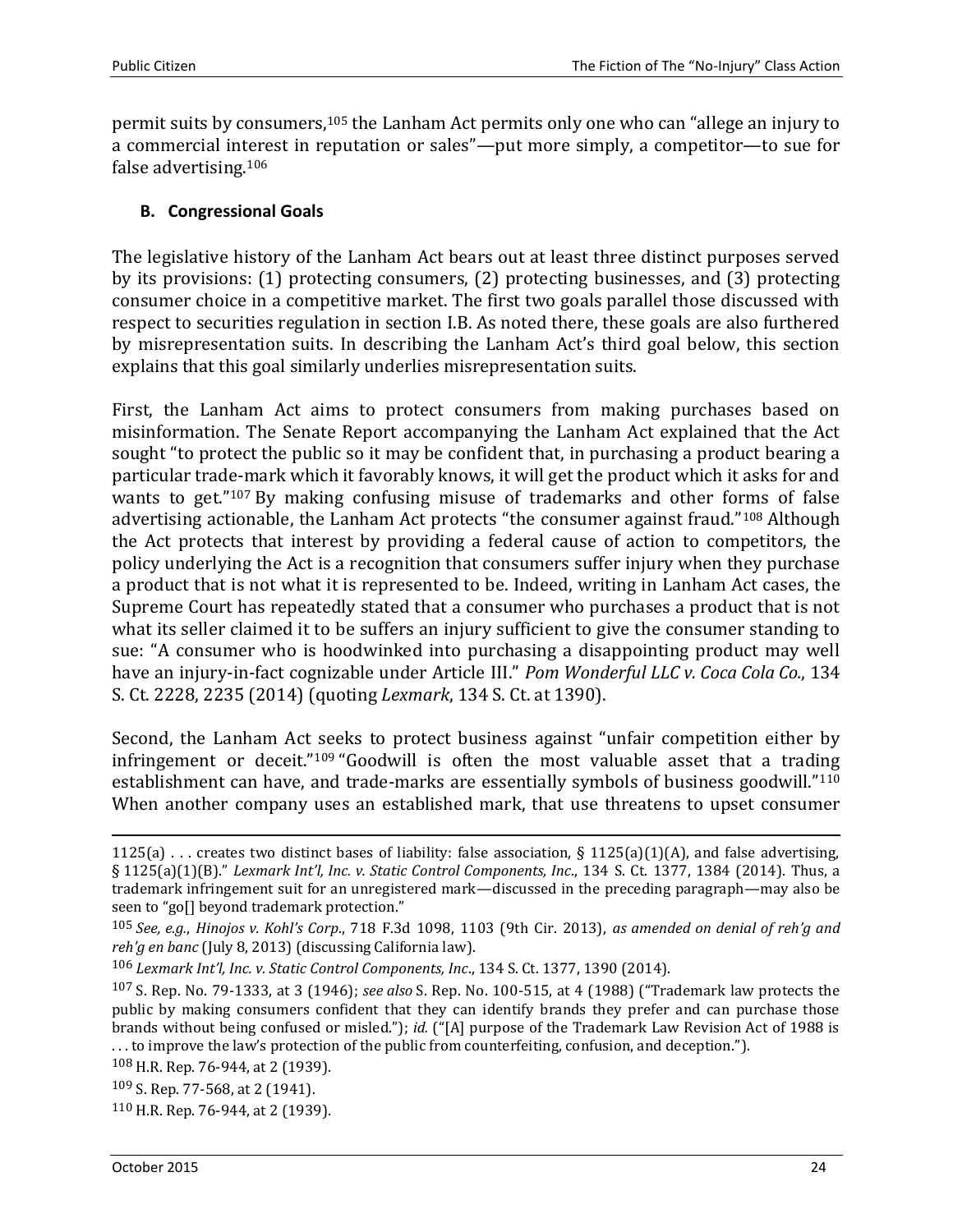permit suits by consumers,[105] the Lanham Act permits only one who can "allege an injury to a commercial interest in reputation or sales"—put more simply, a competitor—to sue for false advertising.[106]

### B. Congressional Goals

The legislative history of the Lanham Act bears out at least three distinct purposes served by its provisions: (1) protecting consumers, (2) protecting businesses, and (3) protecting consumer choice in a competitive market. The first two goals parallel those discussed with respect to securities regulation in section I.B. As noted there, these goals are also furthered by misrepresentation suits. In describing the Lanham Act's third goal below, this section explains that this goal similarly underlies misrepresentation suits.

First, the Lanham Act aims to protect consumers from making purchases based on misinformation. The Senate Report accompanying the Lanham Act explained that the Act sought "to protect the public so it may be confident that, in purchasing a product bearing a particular trade-mark which it favorably knows, it will get the product which it asks for and wants to get."[107] By making confusing misuse of trademarks and other forms of false advertising actionable, the Lanham Act protects "the consumer against fraud."[108] Although the Act protects that interest by providing a federal cause of action to competitors, the policy underlying the Act is a recognition that consumers suffer injury when they purchase a product that is not what it is represented to be. Indeed, writing in Lanham Act cases, the Supreme Court has repeatedly stated that a consumer who purchases a product that is not what its seller claimed it to be suffers an injury sufficient to give the consumer standing to sue: "A consumer who is hoodwinked into purchasing a disappointing product may well have an injury-in-fact cognizable under Article III." *Pom Wonderful LLC v. Coca Cola Co.*, 134 S. Ct. 2228, 2235 (2014) (quoting *Lexmark*, 134 S. Ct. at 1390).

Second, the Lanham Act seeks to protect business against "unfair competition either by infringement or deceit."[109] "Goodwill is often the most valuable asset that a trading establishment can have, and trade-marks are essentially symbols of business goodwill."[110] When another company uses an established mark, that use threatens to upset consumer

---

1125(a) . . . creates two distinct bases of liability: false association, § 1125(a)(1)(A), and false advertising, § 1125(a)(1)(B)." *Lexmark Int'l, Inc. v. Static Control Components, Inc.*, 134 S. Ct. 1377, 1384 (2014). Thus, a trademark infringement suit for an unregistered mark—discussed in the preceding paragraph—may also be seen to "go[] beyond trademark protection."

[105] *See, e.g.*, *Hinojos v. Kohl's Corp.*, 718 F.3d 1098, 1103 (9th Cir. 2013), *as amended on denial of reh'g and reh'g en banc* (July 8, 2013) (discussing California law).

[106] *Lexmark Int'l, Inc. v. Static Control Components, Inc.*, 134 S. Ct. 1377, 1390 (2014).

[107] S. Rep. No. 79-1333, at 3 (1946); *see also* S. Rep. No. 100-515, at 4 (1988) ("Trademark law protects the public by making consumers confident that they can identify brands they prefer and can purchase those brands without being confused or misled."); *id.* ("[A] purpose of the Trademark Law Revision Act of 1988 is . . . to improve the law's protection of the public from counterfeiting, confusion, and deception.").

[108] H.R. Rep. 76-944, at 2 (1939).

[109] S. Rep. 77-568, at 2 (1941).

[110] H.R. Rep. 76-944, at 2 (1939).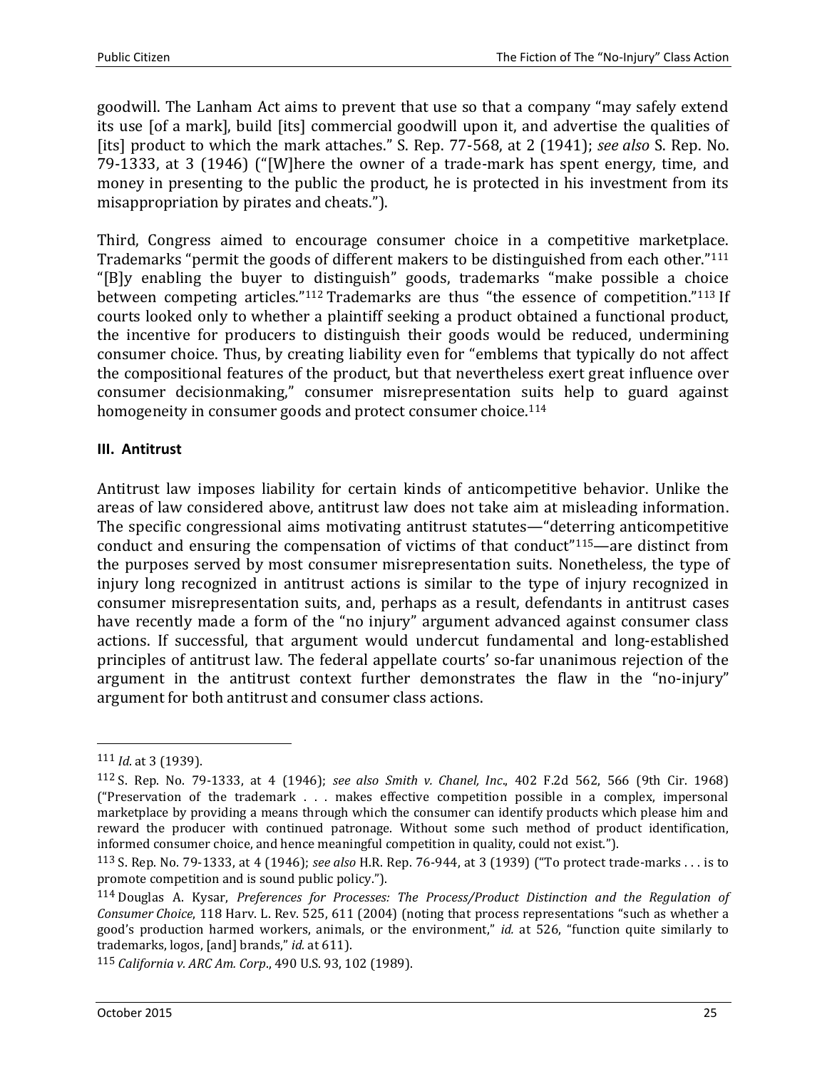goodwill. The Lanham Act aims to prevent that use so that a company "may safely extend its use [of a mark], build [its] commercial goodwill upon it, and advertise the qualities of [its] product to which the mark attaches." S. Rep. 77-568, at 2 (1941); *see also* S. Rep. No. 79-1333, at 3 (1946) ("[W]here the owner of a trade-mark has spent energy, time, and money in presenting to the public the product, he is protected in his investment from its misappropriation by pirates and cheats.").

Third, Congress aimed to encourage consumer choice in a competitive marketplace. Trademarks "permit the goods of different makers to be distinguished from each other."[111] "[B]y enabling the buyer to distinguish" goods, trademarks "make possible a choice between competing articles."[112] Trademarks are thus "the essence of competition."[113] If courts looked only to whether a plaintiff seeking a product obtained a functional product, the incentive for producers to distinguish their goods would be reduced, undermining consumer choice. Thus, by creating liability even for "emblems that typically do not affect the compositional features of the product, but that nevertheless exert great influence over consumer decisionmaking," consumer misrepresentation suits help to guard against homogeneity in consumer goods and protect consumer choice.[114]

### III. Antitrust

Antitrust law imposes liability for certain kinds of anticompetitive behavior. Unlike the areas of law considered above, antitrust law does not take aim at misleading information. The specific congressional aims motivating antitrust statutes—"deterring anticompetitive conduct and ensuring the compensation of victims of that conduct"[115]—are distinct from the purposes served by most consumer misrepresentation suits. Nonetheless, the type of injury long recognized in antitrust actions is similar to the type of injury recognized in consumer misrepresentation suits, and, perhaps as a result, defendants in antitrust cases have recently made a form of the "no injury" argument advanced against consumer class actions. If successful, that argument would undercut fundamental and long-established principles of antitrust law. The federal appellate courts' so-far unanimous rejection of the argument in the antitrust context further demonstrates the flaw in the "no-injury" argument for both antitrust and consumer class actions.

---

[111] *Id.* at 3 (1939).

[112] S. Rep. No. 79-1333, at 4 (1946); *see also Smith v. Chanel, Inc*., 402 F.2d 562, 566 (9th Cir. 1968) ("Preservation of the trademark . . . makes effective competition possible in a complex, impersonal marketplace by providing a means through which the consumer can identify products which please him and reward the producer with continued patronage. Without some such method of product identification, informed consumer choice, and hence meaningful competition in quality, could not exist.").

[113] S. Rep. No. 79-1333, at 4 (1946); *see also* H.R. Rep. 76-944, at 3 (1939) ("To protect trade-marks . . . is to promote competition and is sound public policy.").

[114] Douglas A. Kysar, *Preferences for Processes: The Process/Product Distinction and the Regulation of Consumer Choice*, 118 Harv. L. Rev. 525, 611 (2004) (noting that process representations "such as whether a good's production harmed workers, animals, or the environment," *id.* at 526, "function quite similarly to trademarks, logos, [and] brands," *id.* at 611).

[115] *California v. ARC Am. Corp*., 490 U.S. 93, 102 (1989).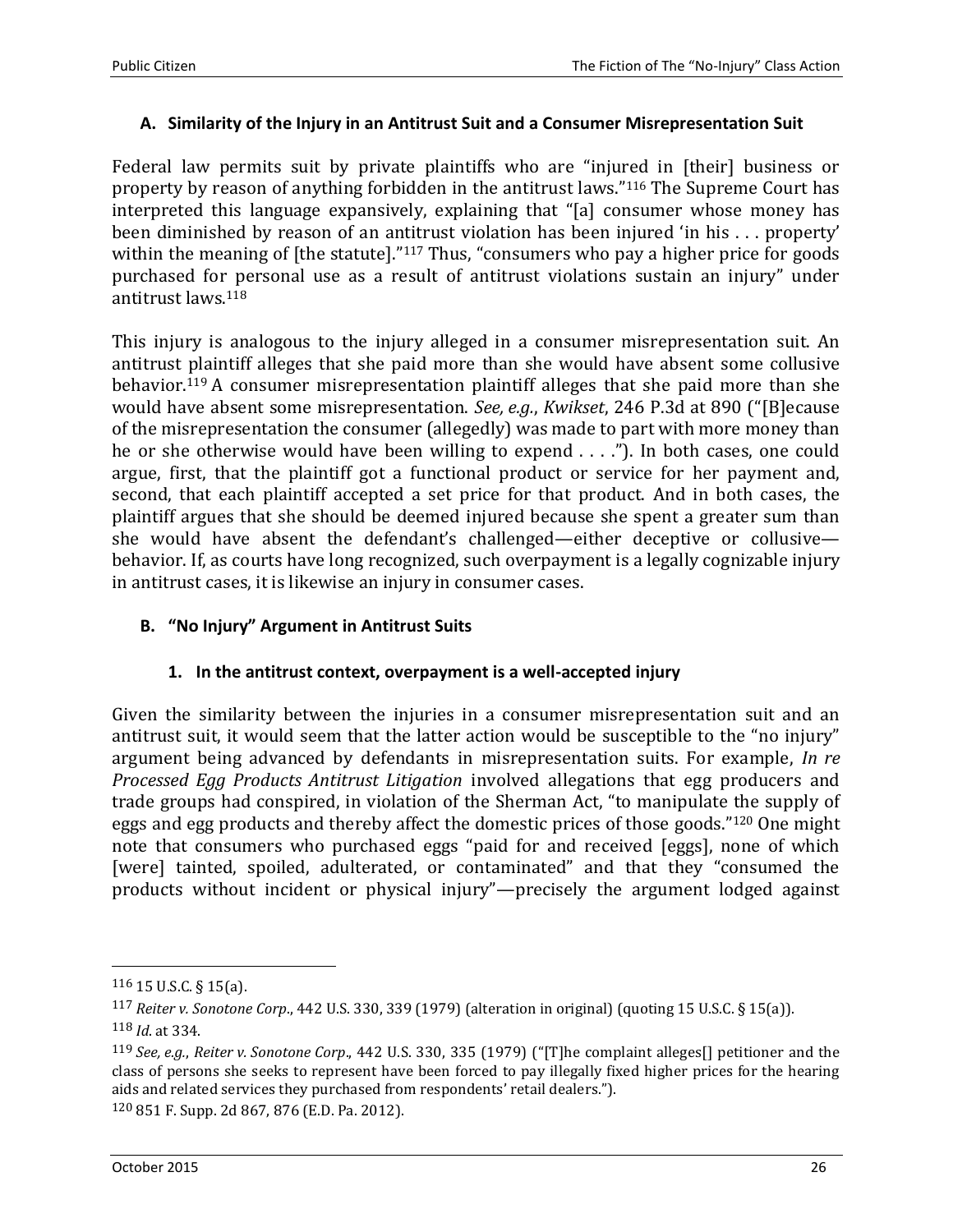### A. Similarity of the Injury in an Antitrust Suit and a Consumer Misrepresentation Suit

Federal law permits suit by private plaintiffs who are "injured in [their] business or property by reason of anything forbidden in the antitrust laws."[116] The Supreme Court has interpreted this language expansively, explaining that "[a] consumer whose money has been diminished by reason of an antitrust violation has been injured 'in his . . . property' within the meaning of [the statute]."[117] Thus, "consumers who pay a higher price for goods purchased for personal use as a result of antitrust violations sustain an injury" under antitrust laws.[118]

This injury is analogous to the injury alleged in a consumer misrepresentation suit. An antitrust plaintiff alleges that she paid more than she would have absent some collusive behavior.[119] A consumer misrepresentation plaintiff alleges that she paid more than she would have absent some misrepresentation. *See, e.g.*, *Kwikset*, 246 P.3d at 890 ("[B]ecause of the misrepresentation the consumer (allegedly) was made to part with more money than he or she otherwise would have been willing to expend . . . ."). In both cases, one could argue, first, that the plaintiff got a functional product or service for her payment and, second, that each plaintiff accepted a set price for that product. And in both cases, the plaintiff argues that she should be deemed injured because she spent a greater sum than she would have absent the defendant's challenged—either deceptive or collusive—behavior. If, as courts have long recognized, such overpayment is a legally cognizable injury in antitrust cases, it is likewise an injury in consumer cases.

### B. "No Injury" Argument in Antitrust Suits

#### 1. In the antitrust context, overpayment is a well-accepted injury

Given the similarity between the injuries in a consumer misrepresentation suit and an antitrust suit, it would seem that the latter action would be susceptible to the "no injury" argument being advanced by defendants in misrepresentation suits. For example, *In re Processed Egg Products Antitrust Litigation* involved allegations that egg producers and trade groups had conspired, in violation of the Sherman Act, "to manipulate the supply of eggs and egg products and thereby affect the domestic prices of those goods."[120] One might note that consumers who purchased eggs "paid for and received [eggs], none of which [were] tainted, spoiled, adulterated, or contaminated" and that they "consumed the products without incident or physical injury"—precisely the argument lodged against

---

[116] 15 U.S.C. § 15(a).

[117] *Reiter v. Sonotone Corp*., 442 U.S. 330, 339 (1979) (alteration in original) (quoting 15 U.S.C. § 15(a)).

[118] *Id*. at 334.

[119] *See, e.g.*, *Reiter v. Sonotone Corp*., 442 U.S. 330, 335 (1979) ("[T]he complaint alleges[] petitioner and the class of persons she seeks to represent have been forced to pay illegally fixed higher prices for the hearing aids and related services they purchased from respondents' retail dealers.").

[120] 851 F. Supp. 2d 867, 876 (E.D. Pa. 2012).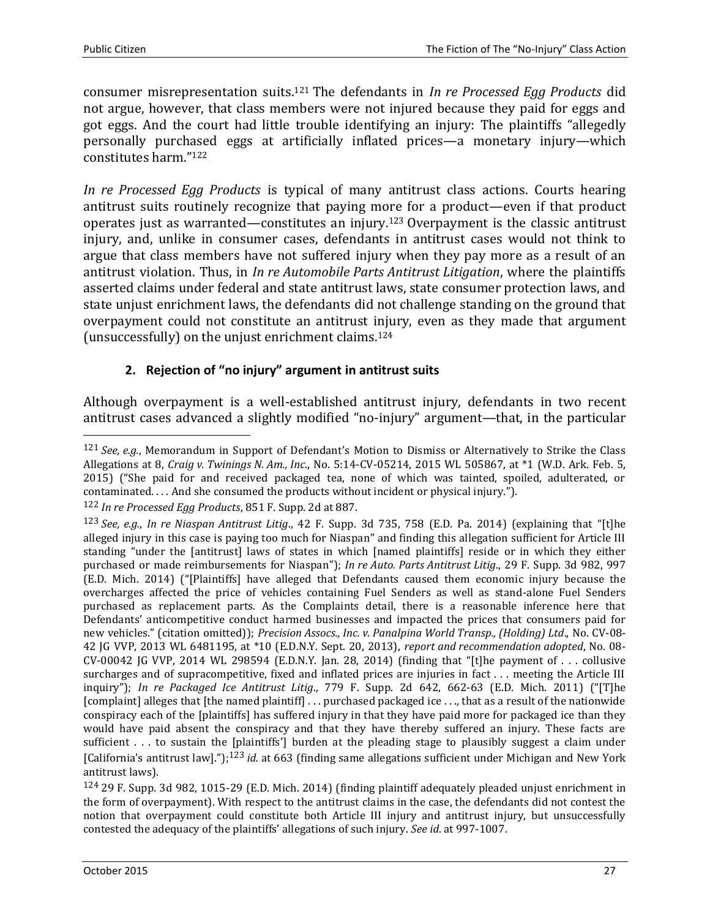consumer misrepresentation suits.[121] The defendants in *In re Processed Egg Products* did not argue, however, that class members were not injured because they paid for eggs and got eggs. And the court had little trouble identifying an injury: The plaintiffs "allegedly personally purchased eggs at artificially inflated prices—a monetary injury—which constitutes harm."[122]

*In re Processed Egg Products* is typical of many antitrust class actions. Courts hearing antitrust suits routinely recognize that paying more for a product—even if that product operates just as warranted—constitutes an injury.[123] Overpayment is the classic antitrust injury, and, unlike in consumer cases, defendants in antitrust cases would not think to argue that class members have not suffered injury when they pay more as a result of an antitrust violation. Thus, in *In re Automobile Parts Antitrust Litigation*, where the plaintiffs asserted claims under federal and state antitrust laws, state consumer protection laws, and state unjust enrichment laws, the defendants did not challenge standing on the ground that overpayment could not constitute an antitrust injury, even as they made that argument (unsuccessfully) on the unjust enrichment claims.[124]

### 2. Rejection of "no injury" argument in antitrust suits

Although overpayment is a well-established antitrust injury, defendants in two recent antitrust cases advanced a slightly modified "no-injury" argument—that, in the particular

---

[121] *See, e.g.*, Memorandum in Support of Defendant's Motion to Dismiss or Alternatively to Strike the Class Allegations at 8, *Craig v. Twinings N. Am., Inc.*, No. 5:14-CV-05214, 2015 WL 505867, at *1 (W.D. Ark. Feb. 5, 2015) ("She paid for and received packaged tea, none of which was tainted, spoiled, adulterated, or contaminated. . . . And she consumed the products without incident or physical injury.").

[122] *In re Processed Egg Products*, 851 F. Supp. 2d at 887.

[123] *See, e.g.*, *In re Niaspan Antitrust Litig*., 42 F. Supp. 3d 735, 758 (E.D. Pa. 2014) (explaining that "[t]he alleged injury in this case is paying too much for Niaspan" and finding this allegation sufficient for Article III standing "under the [antitrust] laws of states in which [named plaintiffs] reside or in which they either purchased or made reimbursements for Niaspan"); *In re Auto. Parts Antitrust Litig*., 29 F. Supp. 3d 982, 997 (E.D. Mich. 2014) ("[Plaintiffs] have alleged that Defendants caused them economic injury because the overcharges affected the price of vehicles containing Fuel Senders as well as stand-alone Fuel Senders purchased as replacement parts. As the Complaints detail, there is a reasonable inference here that Defendants' anticompetitive conduct harmed businesses and impacted the prices that consumers paid for new vehicles." (citation omitted)); *Precision Assocs., Inc. v. Panalpina World Transp., (Holding) Ltd*., No. CV-08-42 JG VVP, 2013 WL 6481195, at *10 (E.D.N.Y. Sept. 20, 2013), *report and recommendation adopted*, No. 08-CV-00042 JG VVP, 2014 WL 298594 (E.D.N.Y. Jan. 28, 2014) (finding that "[t]he payment of . . . collusive surcharges and of supracompetitive, fixed and inflated prices are injuries in fact . . . meeting the Article III inquiry"); *In re Packaged Ice Antitrust Litig*., 779 F. Supp. 2d 642, 662-63 (E.D. Mich. 2011) ("[T]he [complaint] alleges that [the named plaintiff] . . . purchased packaged ice . . ., that as a result of the nationwide conspiracy each of the [plaintiffs] has suffered injury in that they have paid more for packaged ice than they would have paid absent the conspiracy and that they have thereby suffered an injury. These facts are sufficient . . . to sustain the [plaintiffs'] burden at the pleading stage to plausibly suggest a claim under [California's antitrust law]."); *id.* at 663 (finding same allegations sufficient under Michigan and New York antitrust laws).

[124] 29 F. Supp. 3d 982, 1015-29 (E.D. Mich. 2014) (finding plaintiff adequately pleaded unjust enrichment in the form of overpayment). With respect to the antitrust claims in the case, the defendants did not contest the notion that overpayment could constitute both Article III injury and antitrust injury, but unsuccessfully contested the adequacy of the plaintiffs' allegations of such injury. *See id*. at 997-1007.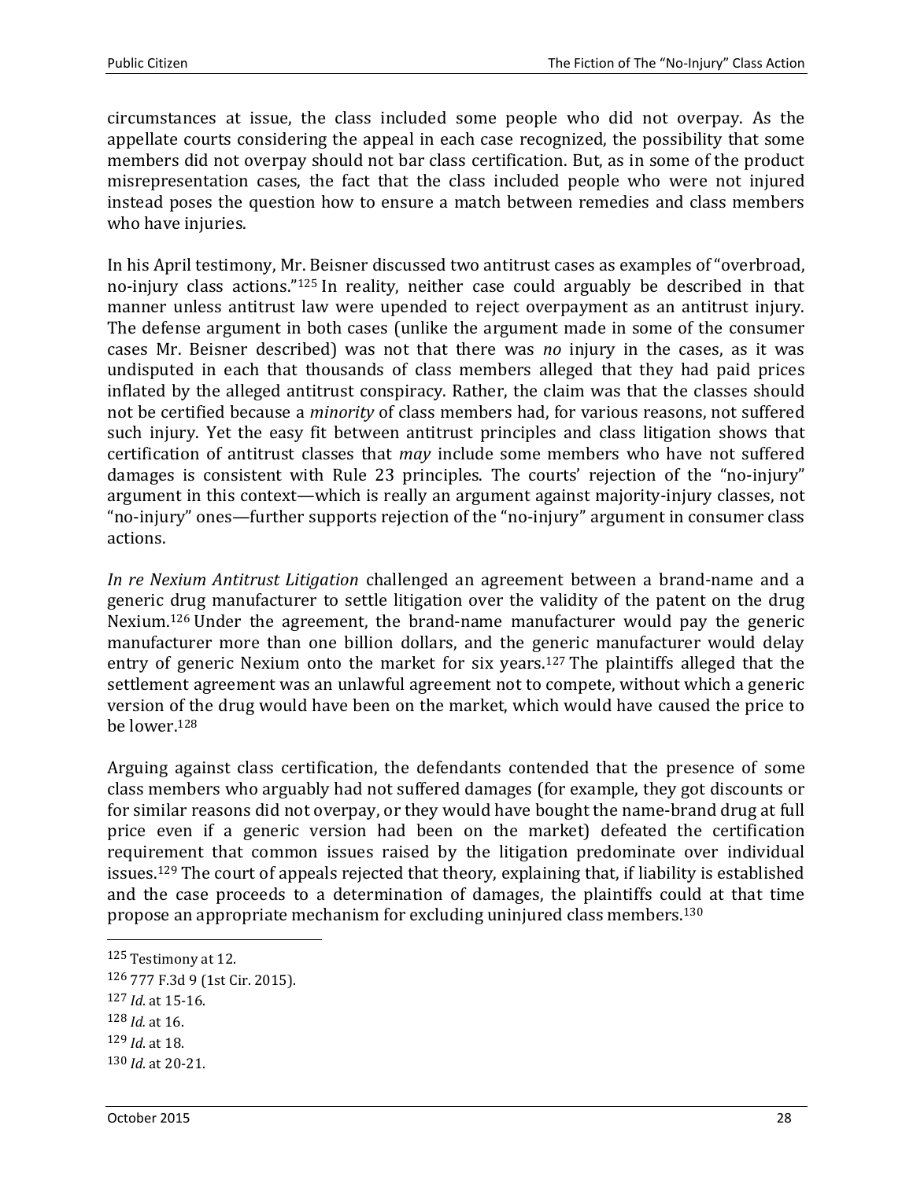circumstances at issue, the class included some people who did not overpay. As the appellate courts considering the appeal in each case recognized, the possibility that some members did not overpay should not bar class certification. But, as in some of the product misrepresentation cases, the fact that the class included people who were not injured instead poses the question how to ensure a match between remedies and class members who have injuries.

In his April testimony, Mr. Beisner discussed two antitrust cases as examples of "overbroad, no-injury class actions."[125] In reality, neither case could arguably be described in that manner unless antitrust law were upended to reject overpayment as an antitrust injury. The defense argument in both cases (unlike the argument made in some of the consumer cases Mr. Beisner described) was not that there was *no* injury in the cases, as it was undisputed in each that thousands of class members alleged that they had paid prices inflated by the alleged antitrust conspiracy. Rather, the claim was that the classes should not be certified because a *minority* of class members had, for various reasons, not suffered such injury. Yet the easy fit between antitrust principles and class litigation shows that certification of antitrust classes that *may* include some members who have not suffered damages is consistent with Rule 23 principles. The courts' rejection of the "no-injury" argument in this context—which is really an argument against majority-injury classes, not "no-injury" ones—further supports rejection of the "no-injury" argument in consumer class actions.

*In re Nexium Antitrust Litigation* challenged an agreement between a brand-name and a generic drug manufacturer to settle litigation over the validity of the patent on the drug Nexium.[126] Under the agreement, the brand-name manufacturer would pay the generic manufacturer more than one billion dollars, and the generic manufacturer would delay entry of generic Nexium onto the market for six years.[127] The plaintiffs alleged that the settlement agreement was an unlawful agreement not to compete, without which a generic version of the drug would have been on the market, which would have caused the price to be lower.[128]

Arguing against class certification, the defendants contended that the presence of some class members who arguably had not suffered damages (for example, they got discounts or for similar reasons did not overpay, or they would have bought the name-brand drug at full price even if a generic version had been on the market) defeated the certification requirement that common issues raised by the litigation predominate over individual issues.[129] The court of appeals rejected that theory, explaining that, if liability is established and the case proceeds to a determination of damages, the plaintiffs could at that time propose an appropriate mechanism for excluding uninjured class members.[130]

---

[125] Testimony at 12.

[126] 777 F.3d 9 (1st Cir. 2015).

[127] *Id.* at 15-16.

[128] *Id.* at 16.

[129] *Id.* at 18.

[130] *Id.* at 20-21.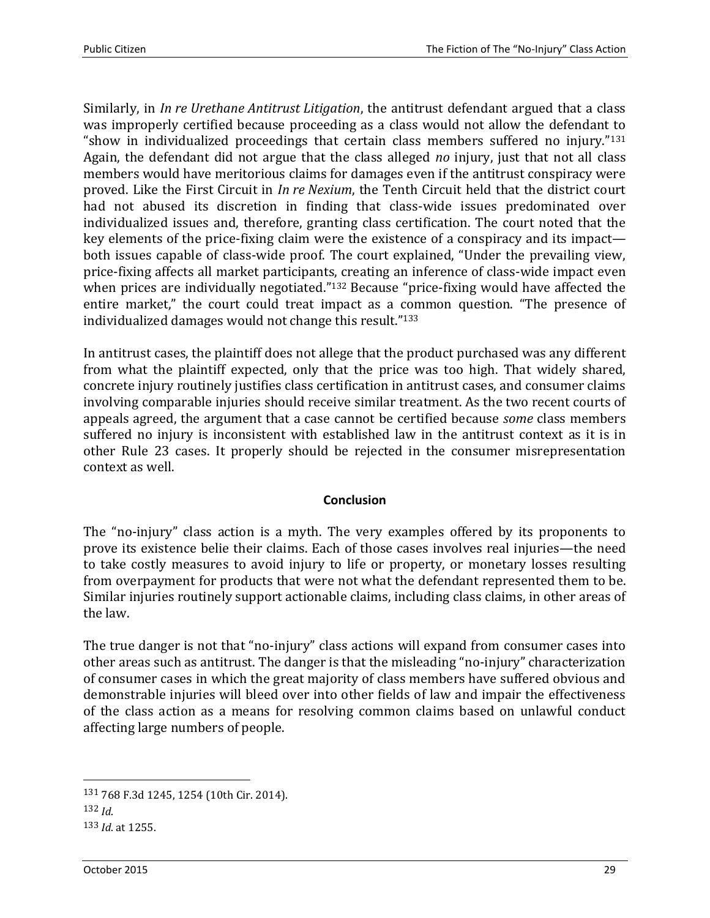Similarly, in *In re Urethane Antitrust Litigation*, the antitrust defendant argued that a class was improperly certified because proceeding as a class would not allow the defendant to "show in individualized proceedings that certain class members suffered no injury."[131] Again, the defendant did not argue that the class alleged *no* injury, just that not all class members would have meritorious claims for damages even if the antitrust conspiracy were proved. Like the First Circuit in *In re Nexium*, the Tenth Circuit held that the district court had not abused its discretion in finding that class-wide issues predominated over individualized issues and, therefore, granting class certification. The court noted that the key elements of the price-fixing claim were the existence of a conspiracy and its impact—both issues capable of class-wide proof. The court explained, "Under the prevailing view, price-fixing affects all market participants, creating an inference of class-wide impact even when prices are individually negotiated."[132] Because "price-fixing would have affected the entire market," the court could treat impact as a common question. "The presence of individualized damages would not change this result."[133]

In antitrust cases, the plaintiff does not allege that the product purchased was any different from what the plaintiff expected, only that the price was too high. That widely shared, concrete injury routinely justifies class certification in antitrust cases, and consumer claims involving comparable injuries should receive similar treatment. As the two recent courts of appeals agreed, the argument that a case cannot be certified because *some* class members suffered no injury is inconsistent with established law in the antitrust context as it is in other Rule 23 cases. It properly should be rejected in the consumer misrepresentation context as well.

## Conclusion

The "no-injury" class action is a myth. The very examples offered by its proponents to prove its existence belie their claims. Each of those cases involves real injuries—the need to take costly measures to avoid injury to life or property, or monetary losses resulting from overpayment for products that were not what the defendant represented them to be. Similar injuries routinely support actionable claims, including class claims, in other areas of the law.

The true danger is not that "no-injury" class actions will expand from consumer cases into other areas such as antitrust. The danger is that the misleading "no-injury" characterization of consumer cases in which the great majority of class members have suffered obvious and demonstrable injuries will bleed over into other fields of law and impair the effectiveness of the class action as a means for resolving common claims based on unlawful conduct affecting large numbers of people.

---

[131] 768 F.3d 1245, 1254 (10th Cir. 2014).

[132] *Id.*

[133] *Id.* at 1255.